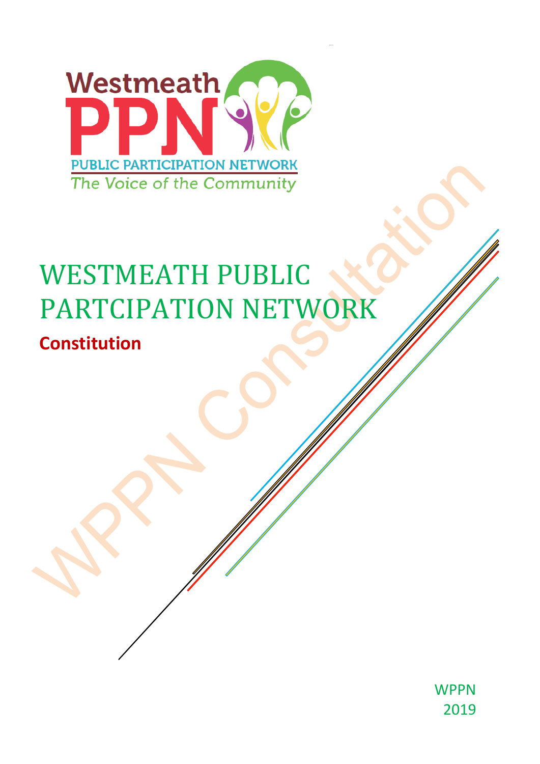# WESTMEATH PUBLIC PARTCIPATION NETWORK

## Constitution

WPPN
2019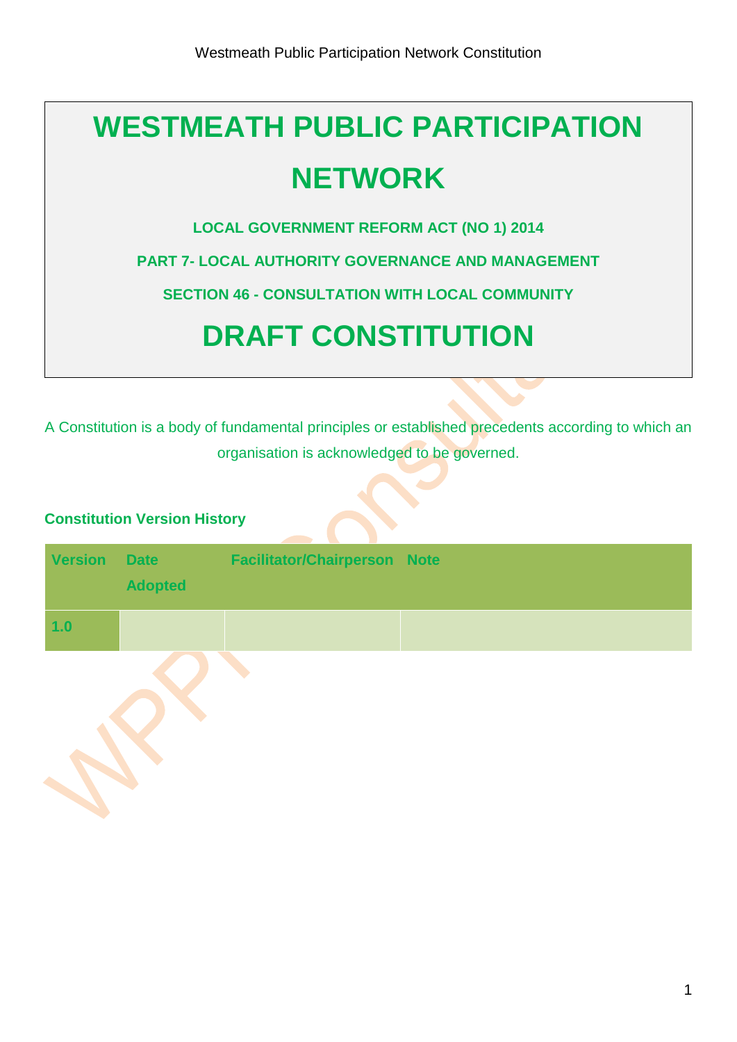# WESTMEATH PUBLIC PARTICIPATION NETWORK

**LOCAL GOVERNMENT REFORM ACT (NO 1) 2014**

**PART 7- LOCAL AUTHORITY GOVERNANCE AND MANAGEMENT**

**SECTION 46 - CONSULTATION WITH LOCAL COMMUNITY**

# DRAFT CONSTITUTION

A Constitution is a body of fundamental principles or established precedents according to which an organisation is acknowledged to be governed.

### Constitution Version History

| Version | Date Adopted | Facilitator/Chairperson | Note |
|---|---|---|---|
| 1.0 | | | |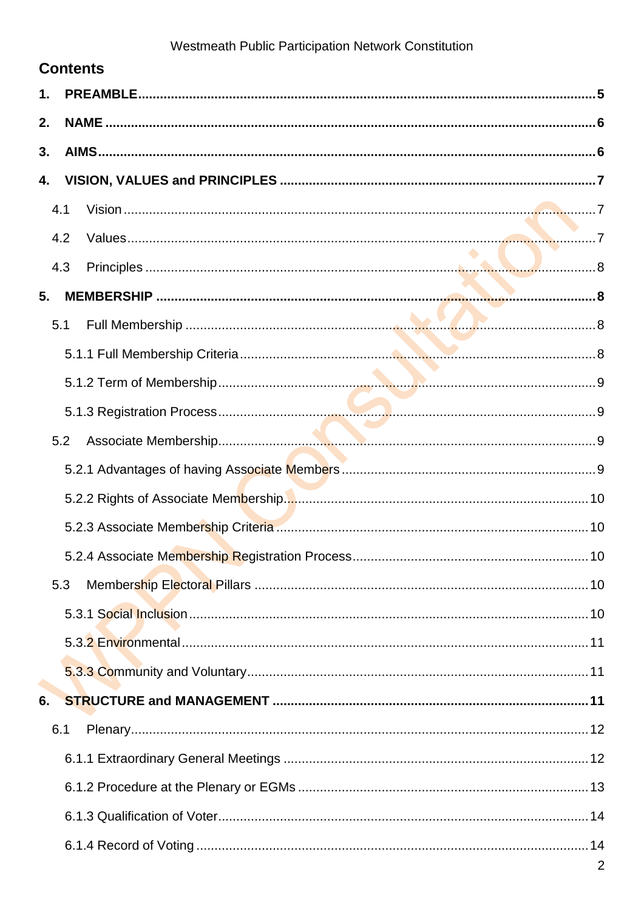# Contents

1. **PREAMBLE** .......... 5
2. **NAME** .......... 6
3. **AIMS** .......... 6
4. **VISION, VALUES and PRINCIPLES** .......... 7
   - 4.1 Vision .......... 7
   - 4.2 Values .......... 7
   - 4.3 Principles .......... 8
5. **MEMBERSHIP** .......... 8
   - 5.1 Full Membership .......... 8
     - 5.1.1 Full Membership Criteria .......... 8
     - 5.1.2 Term of Membership .......... 9
     - 5.1.3 Registration Process .......... 9
   - 5.2 Associate Membership .......... 9
     - 5.2.1 Advantages of having Associate Members .......... 9
     - 5.2.2 Rights of Associate Membership .......... 10
     - 5.2.3 Associate Membership Criteria .......... 10
     - 5.2.4 Associate Membership Registration Process .......... 10
   - 5.3 Membership Electoral Pillars .......... 10
     - 5.3.1 Social Inclusion .......... 10
     - 5.3.2 Environmental .......... 11
     - 5.3.3 Community and Voluntary .......... 11
6. **STRUCTURE and MANAGEMENT** .......... 11
   - 6.1 Plenary .......... 12
     - 6.1.1 Extraordinary General Meetings .......... 12
     - 6.1.2 Procedure at the Plenary or EGMs .......... 13
     - 6.1.3 Qualification of Voter .......... 14
     - 6.1.4 Record of Voting .......... 14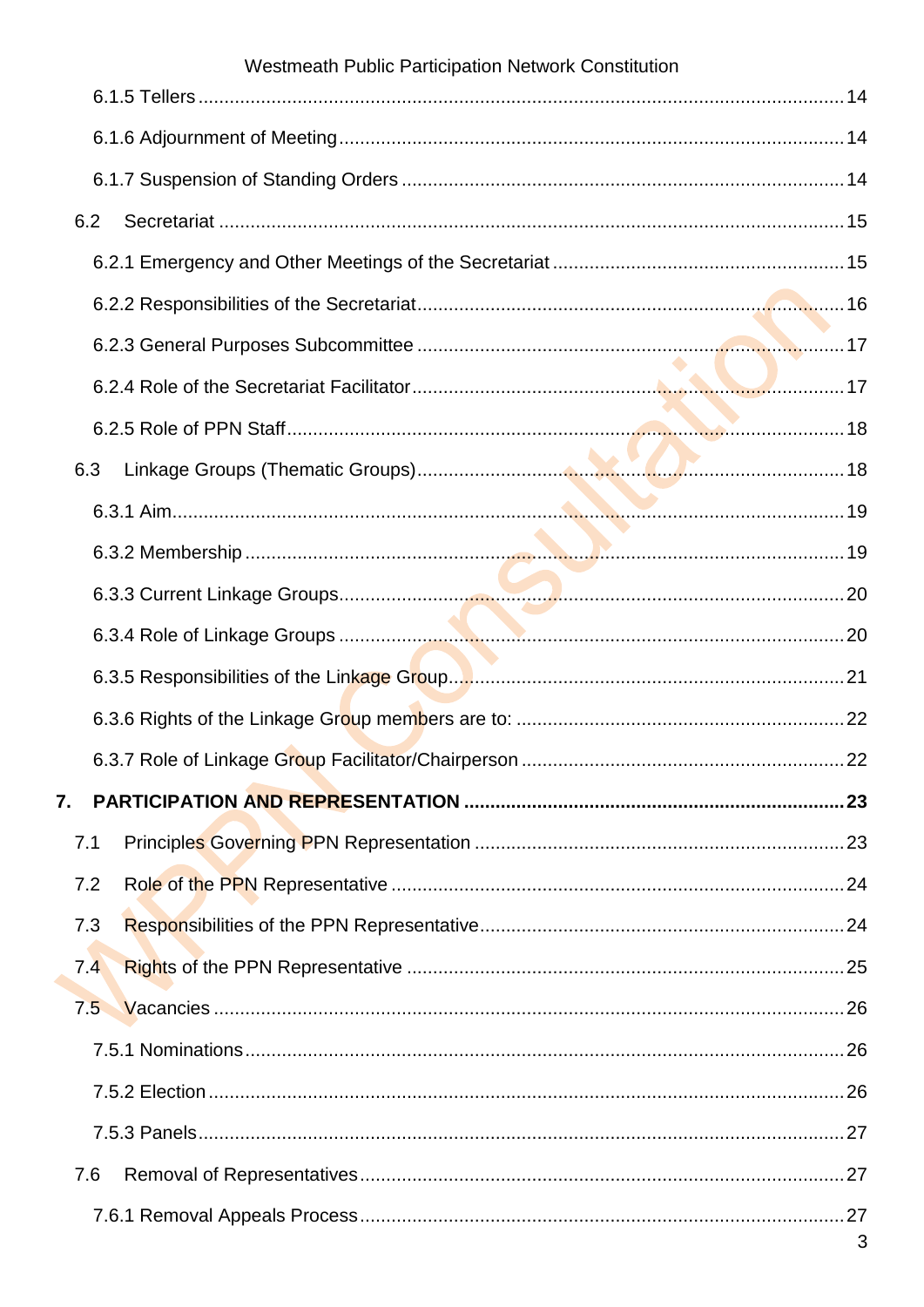6.1.5 Tellers ........................................................................................................ 14

6.1.6 Adjournment of Meeting ................................................................................ 14

6.1.7 Suspension of Standing Orders .................................................................... 14

6.2 Secretariat ...................................................................................................... 15

6.2.1 Emergency and Other Meetings of the Secretariat ....................................... 15

6.2.2 Responsibilities of the Secretariat ................................................................ 16

6.2.3 General Purposes Subcommittee ................................................................. 17

6.2.4 Role of the Secretariat Facilitator .................................................................. 17

6.2.5 Role of PPN Staff ......................................................................................... 18

6.3 Linkage Groups (Thematic Groups) ................................................................ 18

6.3.1 Aim ............................................................................................................... 19

6.3.2 Membership .................................................................................................. 19

6.3.3 Current Linkage Groups ................................................................................ 20

6.3.4 Role of Linkage Groups ................................................................................ 20

6.3.5 Responsibilities of the Linkage Group ........................................................... 21

6.3.6 Rights of the Linkage Group members are to: .............................................. 22

6.3.7 Role of Linkage Group Facilitator/Chairperson ............................................. 22

**7. PARTICIPATION AND REPRESENTATION ........................................................ 23**

7.1 Principles Governing PPN Representation ..................................................... 23

7.2 Role of the PPN Representative ..................................................................... 24

7.3 Responsibilities of the PPN Representative ................................................... 24

7.4 Rights of the PPN Representative .................................................................. 25

7.5 Vacancies ....................................................................................................... 26

7.5.1 Nominations ................................................................................................. 26

7.5.2 Election ........................................................................................................ 26

7.5.3 Panels .......................................................................................................... 27

7.6 Removal of Representatives ........................................................................... 27

7.6.1 Removal Appeals Process ............................................................................ 27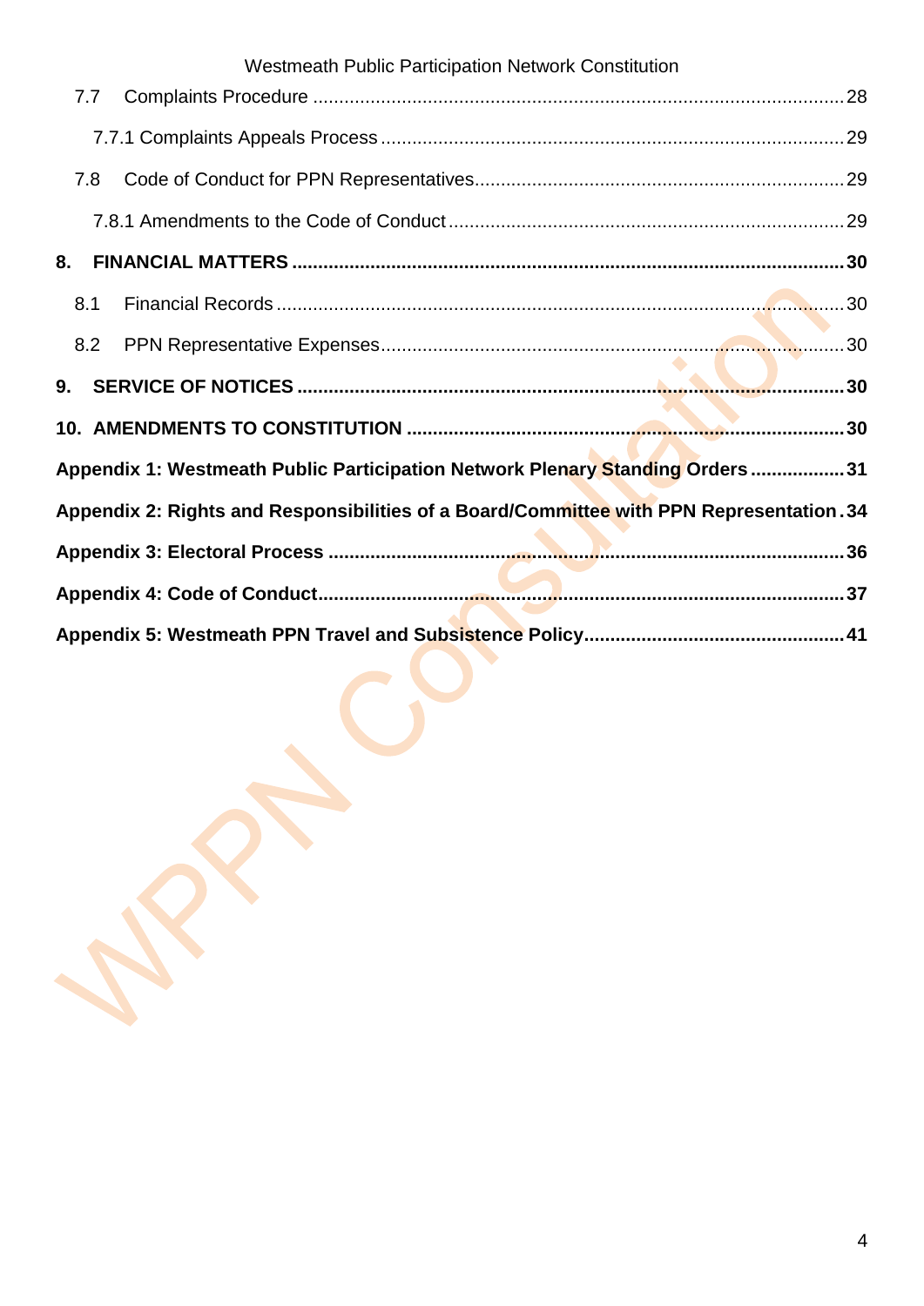7.7 Complaints Procedure .... 28

7.7.1 Complaints Appeals Process .... 29

7.8 Code of Conduct for PPN Representatives .... 29

7.8.1 Amendments to the Code of Conduct .... 29

**8. FINANCIAL MATTERS .... 30**

8.1 Financial Records .... 30

8.2 PPN Representative Expenses .... 30

**9. SERVICE OF NOTICES .... 30**

**10. AMENDMENTS TO CONSTITUTION .... 30**

**Appendix 1: Westmeath Public Participation Network Plenary Standing Orders .... 31**

**Appendix 2: Rights and Responsibilities of a Board/Committee with PPN Representation .... 34**

**Appendix 3: Electoral Process .... 36**

**Appendix 4: Code of Conduct .... 37**

**Appendix 5: Westmeath PPN Travel and Subsistence Policy .... 41**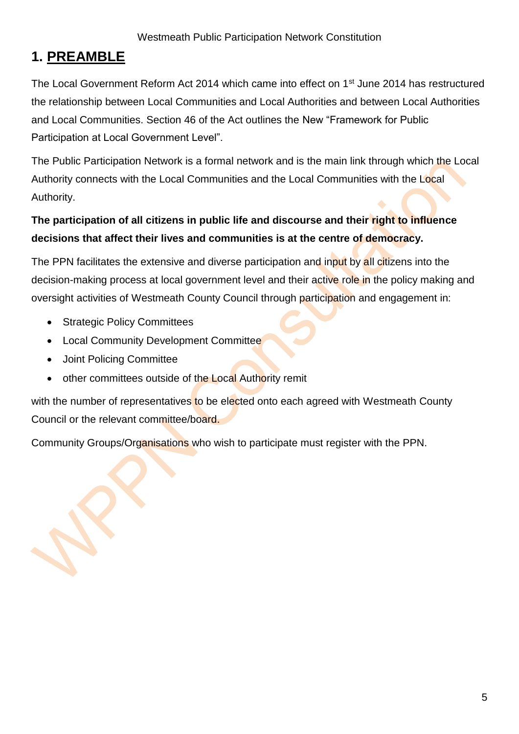# 1. PREAMBLE

The Local Government Reform Act 2014 which came into effect on 1st June 2014 has restructured the relationship between Local Communities and Local Authorities and between Local Authorities and Local Communities. Section 46 of the Act outlines the New "Framework for Public Participation at Local Government Level".

The Public Participation Network is a formal network and is the main link through which the Local Authority connects with the Local Communities and the Local Communities with the Local Authority.

**The participation of all citizens in public life and discourse and their right to influence decisions that affect their lives and communities is at the centre of democracy.**

The PPN facilitates the extensive and diverse participation and input by all citizens into the decision-making process at local government level and their active role in the policy making and oversight activities of Westmeath County Council through participation and engagement in:

- Strategic Policy Committees
- Local Community Development Committee
- Joint Policing Committee
- other committees outside of the Local Authority remit

with the number of representatives to be elected onto each agreed with Westmeath County Council or the relevant committee/board.

Community Groups/Organisations who wish to participate must register with the PPN.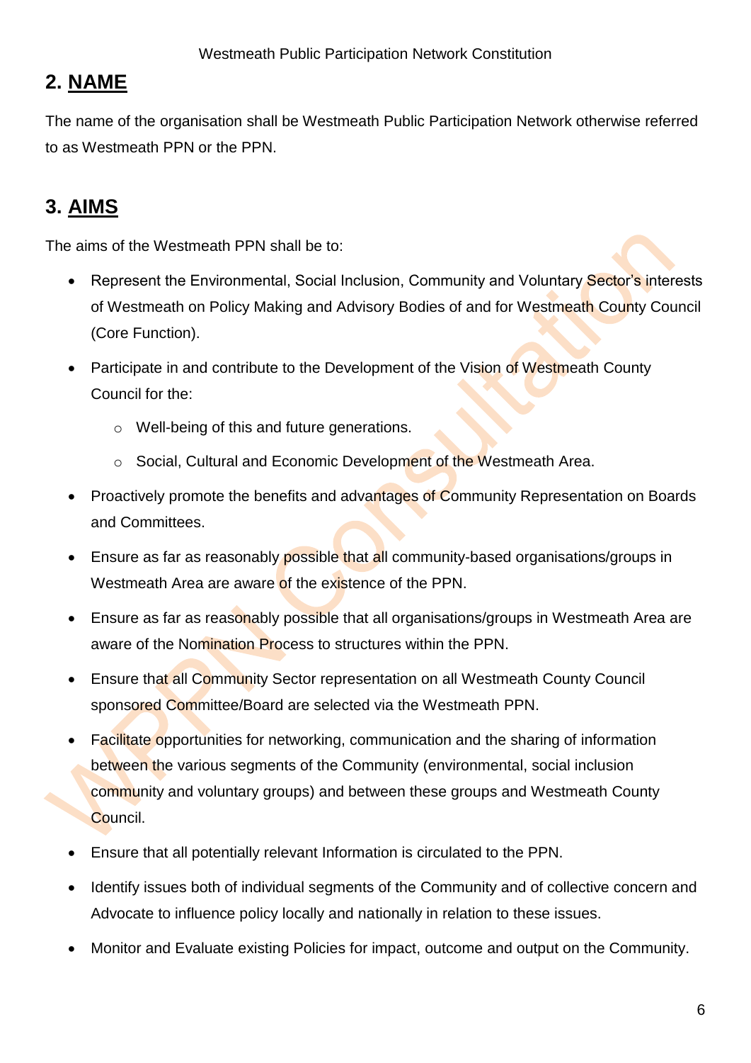## 2. NAME

The name of the organisation shall be Westmeath Public Participation Network otherwise referred to as Westmeath PPN or the PPN.

## 3. AIMS

The aims of the Westmeath PPN shall be to:

- Represent the Environmental, Social Inclusion, Community and Voluntary Sector's interests of Westmeath on Policy Making and Advisory Bodies of and for Westmeath County Council (Core Function).
- Participate in and contribute to the Development of the Vision of Westmeath County Council for the:
  - Well-being of this and future generations.
  - Social, Cultural and Economic Development of the Westmeath Area.
- Proactively promote the benefits and advantages of Community Representation on Boards and Committees.
- Ensure as far as reasonably possible that all community-based organisations/groups in Westmeath Area are aware of the existence of the PPN.
- Ensure as far as reasonably possible that all organisations/groups in Westmeath Area are aware of the Nomination Process to structures within the PPN.
- Ensure that all Community Sector representation on all Westmeath County Council sponsored Committee/Board are selected via the Westmeath PPN.
- Facilitate opportunities for networking, communication and the sharing of information between the various segments of the Community (environmental, social inclusion community and voluntary groups) and between these groups and Westmeath County Council.
- Ensure that all potentially relevant Information is circulated to the PPN.
- Identify issues both of individual segments of the Community and of collective concern and Advocate to influence policy locally and nationally in relation to these issues.
- Monitor and Evaluate existing Policies for impact, outcome and output on the Community.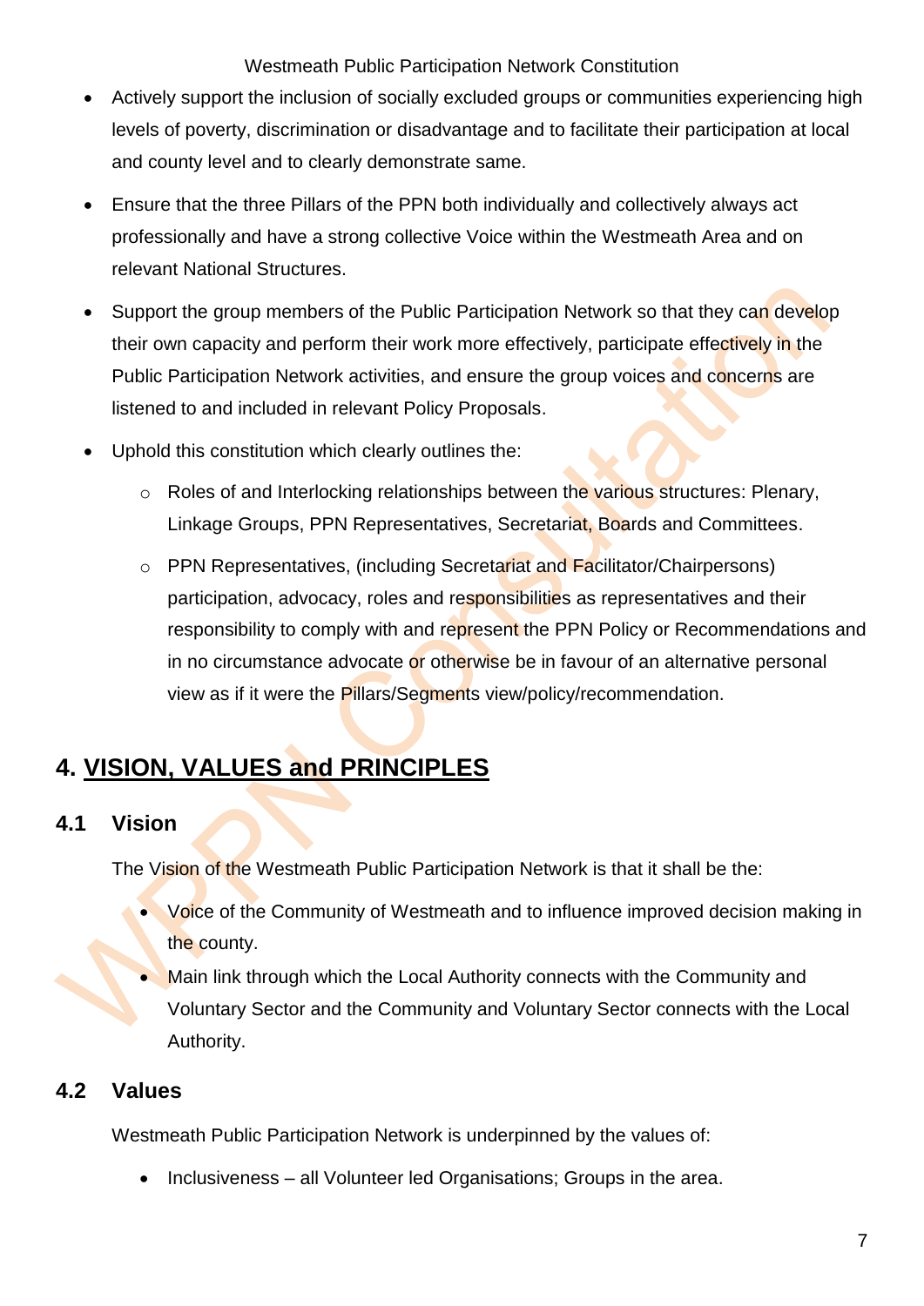- Actively support the inclusion of socially excluded groups or communities experiencing high levels of poverty, discrimination or disadvantage and to facilitate their participation at local and county level and to clearly demonstrate same.
- Ensure that the three Pillars of the PPN both individually and collectively always act professionally and have a strong collective Voice within the Westmeath Area and on relevant National Structures.
- Support the group members of the Public Participation Network so that they can develop their own capacity and perform their work more effectively, participate effectively in the Public Participation Network activities, and ensure the group voices and concerns are listened to and included in relevant Policy Proposals.
- Uphold this constitution which clearly outlines the:
  - Roles of and Interlocking relationships between the various structures: Plenary, Linkage Groups, PPN Representatives, Secretariat, Boards and Committees.
  - PPN Representatives, (including Secretariat and Facilitator/Chairpersons) participation, advocacy, roles and responsibilities as representatives and their responsibility to comply with and represent the PPN Policy or Recommendations and in no circumstance advocate or otherwise be in favour of an alternative personal view as if it were the Pillars/Segments view/policy/recommendation.

# 4. VISION, VALUES and PRINCIPLES

## 4.1 Vision

The Vision of the Westmeath Public Participation Network is that it shall be the:

- Voice of the Community of Westmeath and to influence improved decision making in the county.
- Main link through which the Local Authority connects with the Community and Voluntary Sector and the Community and Voluntary Sector connects with the Local Authority.

## 4.2 Values

Westmeath Public Participation Network is underpinned by the values of:

- Inclusiveness – all Volunteer led Organisations; Groups in the area.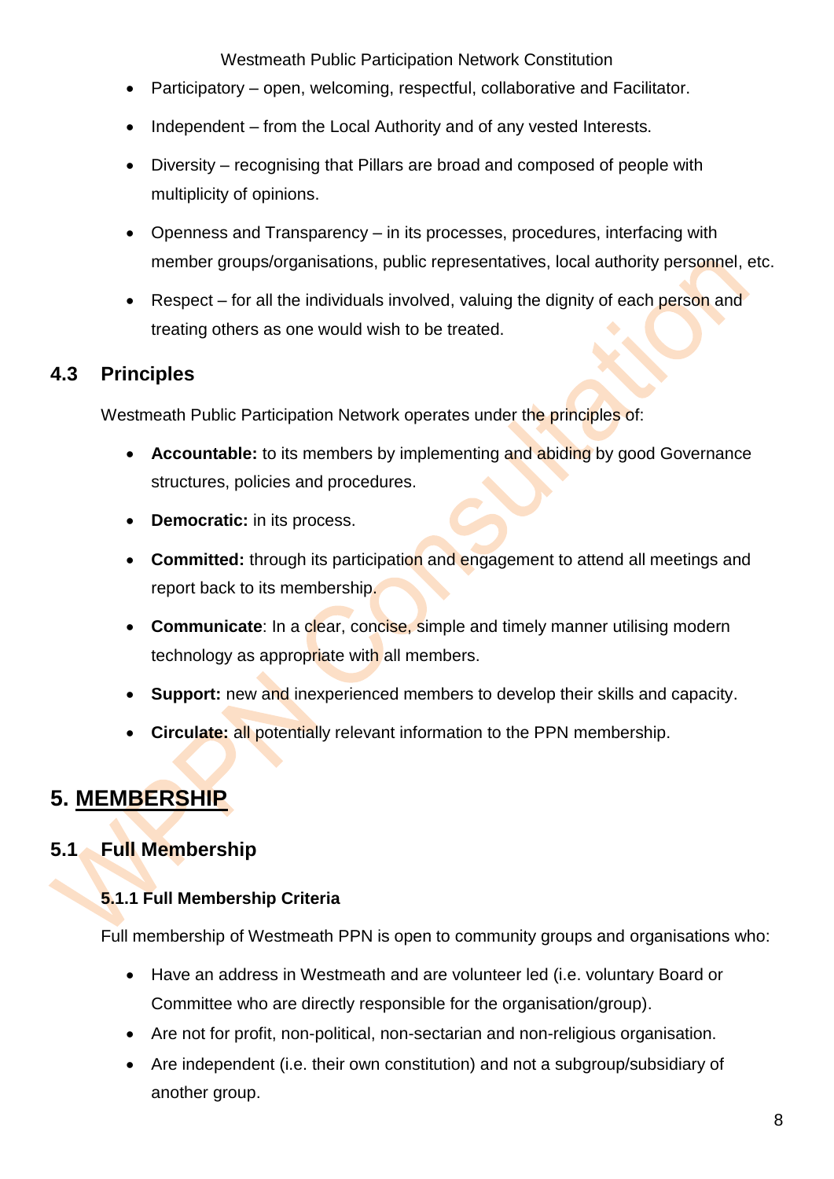- Participatory – open, welcoming, respectful, collaborative and Facilitator.
- Independent – from the Local Authority and of any vested Interests.
- Diversity – recognising that Pillars are broad and composed of people with multiplicity of opinions.
- Openness and Transparency – in its processes, procedures, interfacing with member groups/organisations, public representatives, local authority personnel, etc.
- Respect – for all the individuals involved, valuing the dignity of each person and treating others as one would wish to be treated.

## 4.3 Principles

Westmeath Public Participation Network operates under the principles of:

- **Accountable:** to its members by implementing and abiding by good Governance structures, policies and procedures.
- **Democratic:** in its process.
- **Committed:** through its participation and engagement to attend all meetings and report back to its membership.
- **Communicate**: In a clear, concise, simple and timely manner utilising modern technology as appropriate with all members.
- **Support:** new and inexperienced members to develop their skills and capacity.
- **Circulate:** all potentially relevant information to the PPN membership.

# 5. MEMBERSHIP

## 5.1 Full Membership

### 5.1.1 Full Membership Criteria

Full membership of Westmeath PPN is open to community groups and organisations who:

- Have an address in Westmeath and are volunteer led (i.e. voluntary Board or Committee who are directly responsible for the organisation/group).
- Are not for profit, non-political, non-sectarian and non-religious organisation.
- Are independent (i.e. their own constitution) and not a subgroup/subsidiary of another group.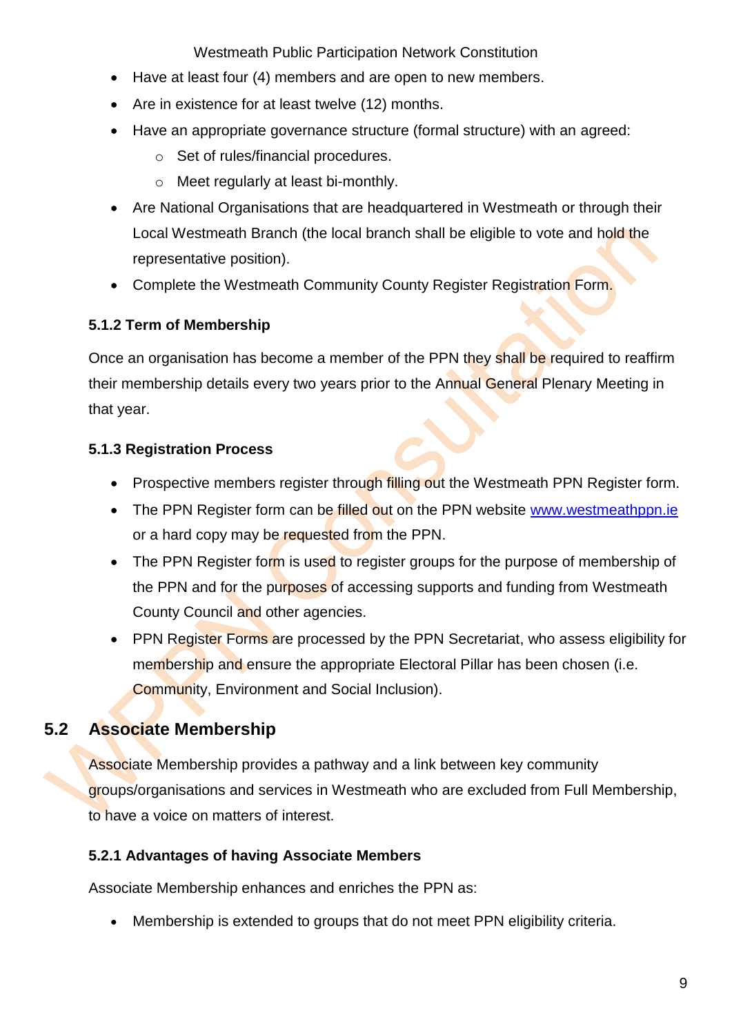- Have at least four (4) members and are open to new members.
- Are in existence for at least twelve (12) months.
- Have an appropriate governance structure (formal structure) with an agreed:
    - Set of rules/financial procedures.
    - Meet regularly at least bi-monthly.
- Are National Organisations that are headquartered in Westmeath or through their Local Westmeath Branch (the local branch shall be eligible to vote and hold the representative position).
- Complete the Westmeath Community County Register Registration Form.

### 5.1.2 Term of Membership

Once an organisation has become a member of the PPN they shall be required to reaffirm their membership details every two years prior to the Annual General Plenary Meeting in that year.

### 5.1.3 Registration Process

- Prospective members register through filling out the Westmeath PPN Register form.
- The PPN Register form can be filled out on the PPN website [www.westmeathppn.ie](http://www.westmeathppn.ie) or a hard copy may be requested from the PPN.
- The PPN Register form is used to register groups for the purpose of membership of the PPN and for the purposes of accessing supports and funding from Westmeath County Council and other agencies.
- PPN Register Forms are processed by the PPN Secretariat, who assess eligibility for membership and ensure the appropriate Electoral Pillar has been chosen (i.e. Community, Environment and Social Inclusion).

## 5.2 Associate Membership

Associate Membership provides a pathway and a link between key community groups/organisations and services in Westmeath who are excluded from Full Membership, to have a voice on matters of interest.

### 5.2.1 Advantages of having Associate Members

Associate Membership enhances and enriches the PPN as:

- Membership is extended to groups that do not meet PPN eligibility criteria.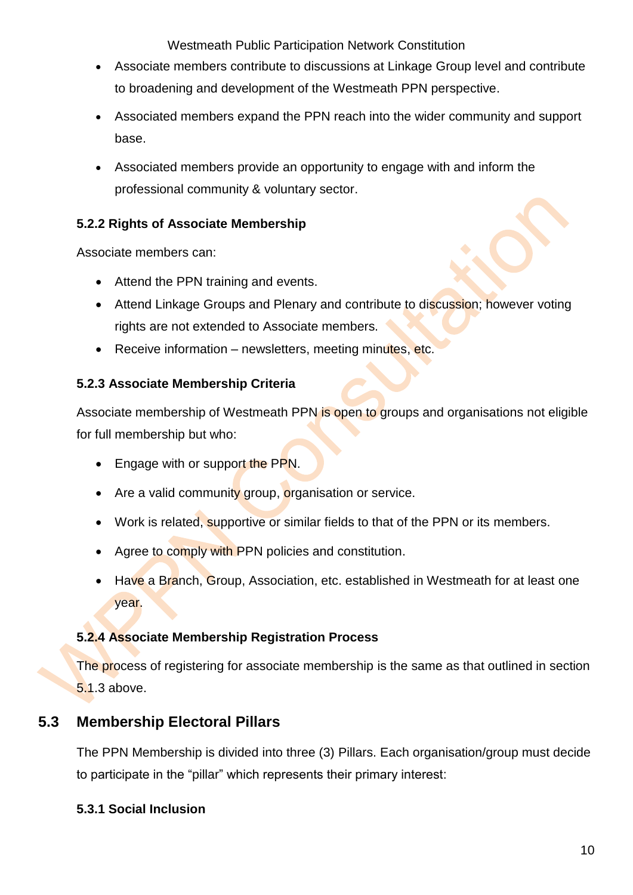- Associate members contribute to discussions at Linkage Group level and contribute to broadening and development of the Westmeath PPN perspective.
- Associated members expand the PPN reach into the wider community and support base.
- Associated members provide an opportunity to engage with and inform the professional community & voluntary sector.

#### 5.2.2 Rights of Associate Membership

Associate members can:

- Attend the PPN training and events.
- Attend Linkage Groups and Plenary and contribute to discussion; however voting rights are not extended to Associate members.
- Receive information – newsletters, meeting minutes, etc.

#### 5.2.3 Associate Membership Criteria

Associate membership of Westmeath PPN is open to groups and organisations not eligible for full membership but who:

- Engage with or support the PPN.
- Are a valid community group, organisation or service.
- Work is related, supportive or similar fields to that of the PPN or its members.
- Agree to comply with PPN policies and constitution.
- Have a Branch, Group, Association, etc. established in Westmeath for at least one year.

#### 5.2.4 Associate Membership Registration Process

The process of registering for associate membership is the same as that outlined in section 5.1.3 above.

### 5.3 Membership Electoral Pillars

The PPN Membership is divided into three (3) Pillars. Each organisation/group must decide to participate in the "pillar" which represents their primary interest:

#### 5.3.1 Social Inclusion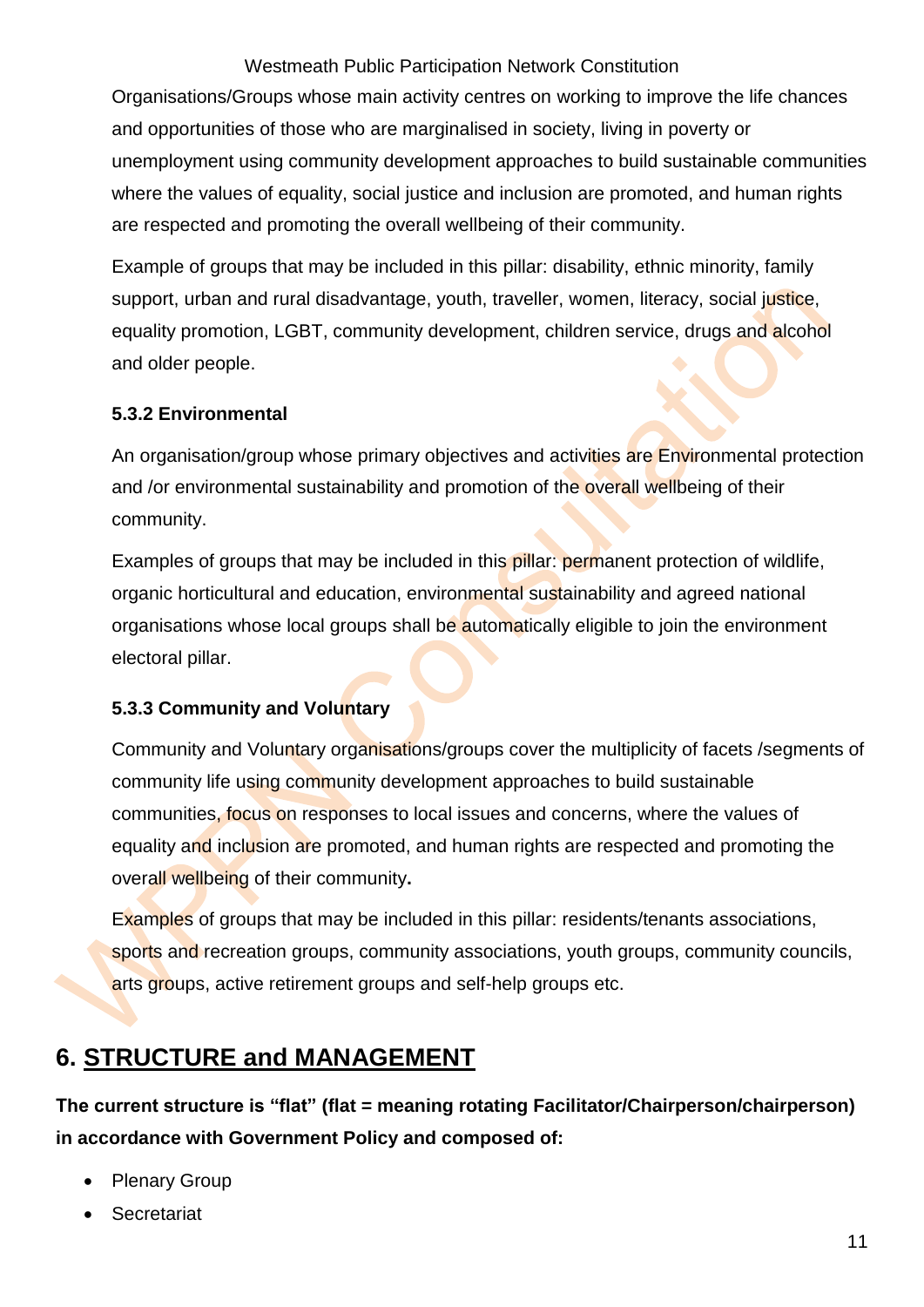Organisations/Groups whose main activity centres on working to improve the life chances and opportunities of those who are marginalised in society, living in poverty or unemployment using community development approaches to build sustainable communities where the values of equality, social justice and inclusion are promoted, and human rights are respected and promoting the overall wellbeing of their community.

Example of groups that may be included in this pillar: disability, ethnic minority, family support, urban and rural disadvantage, youth, traveller, women, literacy, social justice, equality promotion, LGBT, community development, children service, drugs and alcohol and older people.

### 5.3.2 Environmental

An organisation/group whose primary objectives and activities are Environmental protection and /or environmental sustainability and promotion of the overall wellbeing of their community.

Examples of groups that may be included in this pillar: permanent protection of wildlife, organic horticultural and education, environmental sustainability and agreed national organisations whose local groups shall be automatically eligible to join the environment electoral pillar.

### 5.3.3 Community and Voluntary

Community and Voluntary organisations/groups cover the multiplicity of facets /segments of community life using community development approaches to build sustainable communities, focus on responses to local issues and concerns, where the values of equality and inclusion are promoted, and human rights are respected and promoting the overall wellbeing of their community**.**

Examples of groups that may be included in this pillar: residents/tenants associations, sports and recreation groups, community associations, youth groups, community councils, arts groups, active retirement groups and self-help groups etc.

## 6. STRUCTURE and MANAGEMENT

**The current structure is "flat" (flat = meaning rotating Facilitator/Chairperson/chairperson) in accordance with Government Policy and composed of:**

- Plenary Group
- Secretariat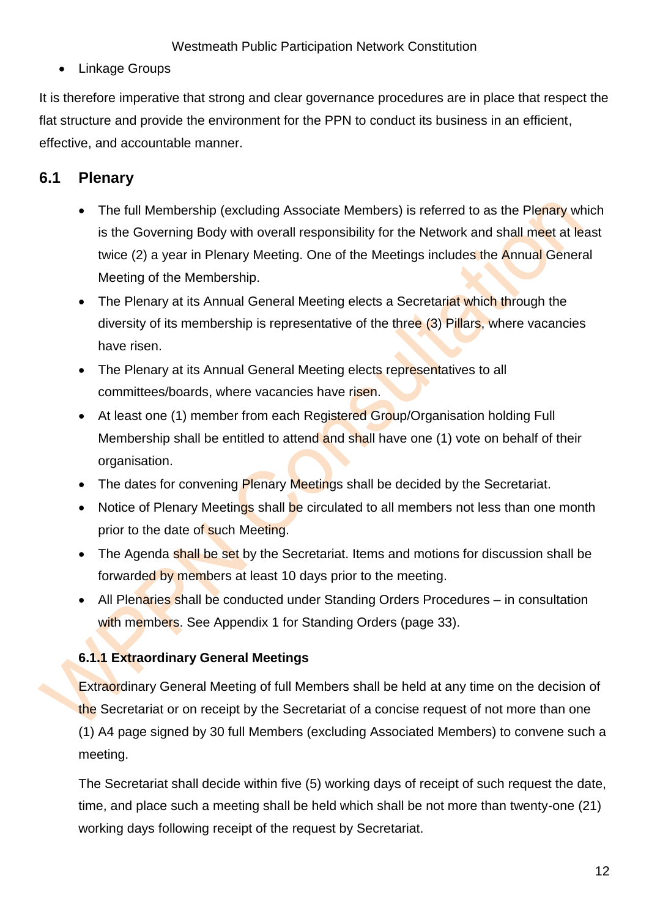- Linkage Groups

It is therefore imperative that strong and clear governance procedures are in place that respect the flat structure and provide the environment for the PPN to conduct its business in an efficient, effective, and accountable manner.

## 6.1 Plenary

- The full Membership (excluding Associate Members) is referred to as the Plenary which is the Governing Body with overall responsibility for the Network and shall meet at least twice (2) a year in Plenary Meeting. One of the Meetings includes the Annual General Meeting of the Membership.
- The Plenary at its Annual General Meeting elects a Secretariat which through the diversity of its membership is representative of the three (3) Pillars, where vacancies have risen.
- The Plenary at its Annual General Meeting elects representatives to all committees/boards, where vacancies have risen.
- At least one (1) member from each Registered Group/Organisation holding Full Membership shall be entitled to attend and shall have one (1) vote on behalf of their organisation.
- The dates for convening Plenary Meetings shall be decided by the Secretariat.
- Notice of Plenary Meetings shall be circulated to all members not less than one month prior to the date of such Meeting.
- The Agenda shall be set by the Secretariat. Items and motions for discussion shall be forwarded by members at least 10 days prior to the meeting.
- All Plenaries shall be conducted under Standing Orders Procedures – in consultation with members. See Appendix 1 for Standing Orders (page 33).

### 6.1.1 Extraordinary General Meetings

Extraordinary General Meeting of full Members shall be held at any time on the decision of the Secretariat or on receipt by the Secretariat of a concise request of not more than one (1) A4 page signed by 30 full Members (excluding Associated Members) to convene such a meeting.

The Secretariat shall decide within five (5) working days of receipt of such request the date, time, and place such a meeting shall be held which shall be not more than twenty-one (21) working days following receipt of the request by Secretariat.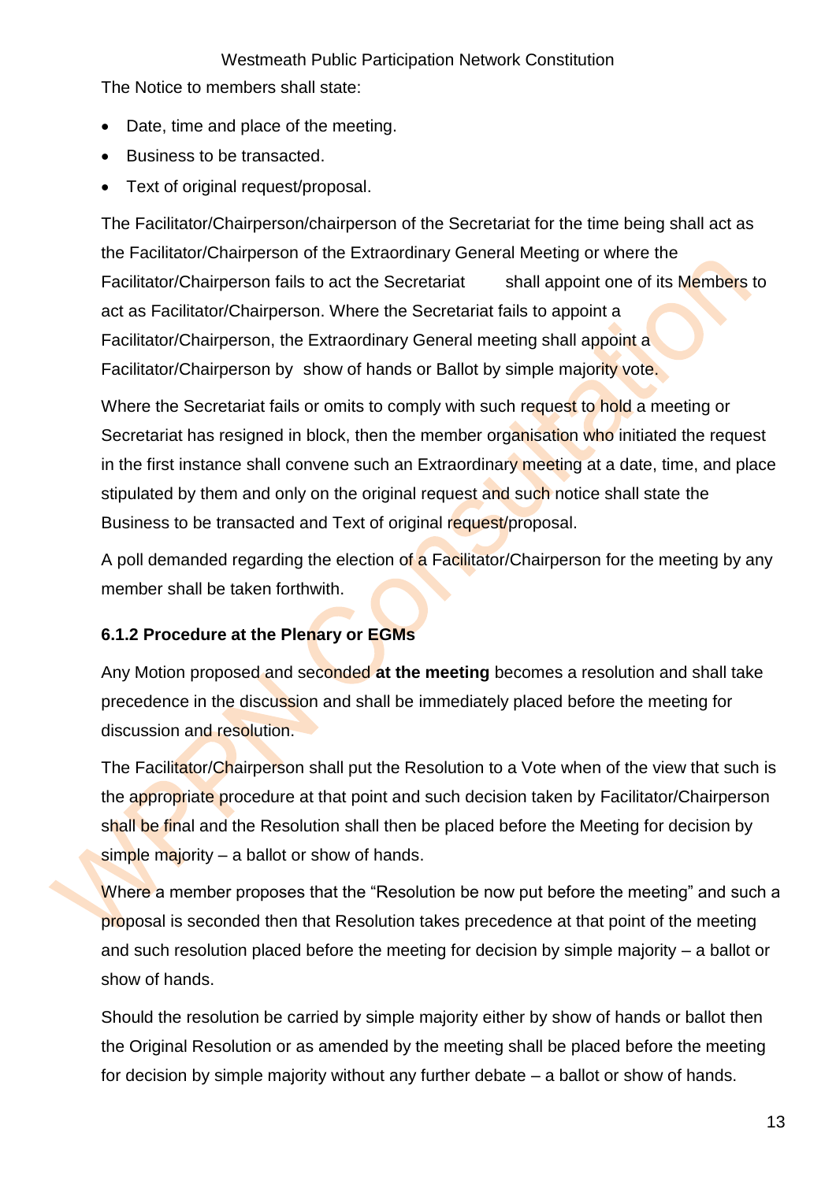The Notice to members shall state:

- Date, time and place of the meeting.
- Business to be transacted.
- Text of original request/proposal.

The Facilitator/Chairperson/chairperson of the Secretariat for the time being shall act as the Facilitator/Chairperson of the Extraordinary General Meeting or where the Facilitator/Chairperson fails to act the Secretariat shall appoint one of its Members to act as Facilitator/Chairperson. Where the Secretariat fails to appoint a Facilitator/Chairperson, the Extraordinary General meeting shall appoint a Facilitator/Chairperson by show of hands or Ballot by simple majority vote.

Where the Secretariat fails or omits to comply with such request to hold a meeting or Secretariat has resigned in block, then the member organisation who initiated the request in the first instance shall convene such an Extraordinary meeting at a date, time, and place stipulated by them and only on the original request and such notice shall state the Business to be transacted and Text of original request/proposal.

A poll demanded regarding the election of a Facilitator/Chairperson for the meeting by any member shall be taken forthwith.

### 6.1.2 Procedure at the Plenary or EGMs

Any Motion proposed and seconded **at the meeting** becomes a resolution and shall take precedence in the discussion and shall be immediately placed before the meeting for discussion and resolution.

The Facilitator/Chairperson shall put the Resolution to a Vote when of the view that such is the appropriate procedure at that point and such decision taken by Facilitator/Chairperson shall be final and the Resolution shall then be placed before the Meeting for decision by simple majority – a ballot or show of hands.

Where a member proposes that the "Resolution be now put before the meeting" and such a proposal is seconded then that Resolution takes precedence at that point of the meeting and such resolution placed before the meeting for decision by simple majority – a ballot or show of hands.

Should the resolution be carried by simple majority either by show of hands or ballot then the Original Resolution or as amended by the meeting shall be placed before the meeting for decision by simple majority without any further debate – a ballot or show of hands.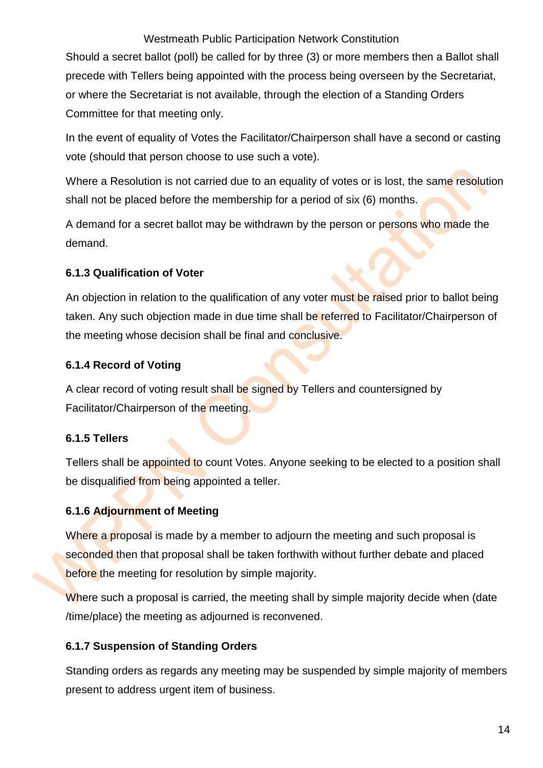Should a secret ballot (poll) be called for by three (3) or more members then a Ballot shall precede with Tellers being appointed with the process being overseen by the Secretariat, or where the Secretariat is not available, through the election of a Standing Orders Committee for that meeting only.

In the event of equality of Votes the Facilitator/Chairperson shall have a second or casting vote (should that person choose to use such a vote).

Where a Resolution is not carried due to an equality of votes or is lost, the same resolution shall not be placed before the membership for a period of six (6) months.

A demand for a secret ballot may be withdrawn by the person or persons who made the demand.

#### 6.1.3 Qualification of Voter

An objection in relation to the qualification of any voter must be raised prior to ballot being taken. Any such objection made in due time shall be referred to Facilitator/Chairperson of the meeting whose decision shall be final and conclusive.

#### 6.1.4 Record of Voting

A clear record of voting result shall be signed by Tellers and countersigned by Facilitator/Chairperson of the meeting.

#### 6.1.5 Tellers

Tellers shall be appointed to count Votes. Anyone seeking to be elected to a position shall be disqualified from being appointed a teller.

#### 6.1.6 Adjournment of Meeting

Where a proposal is made by a member to adjourn the meeting and such proposal is seconded then that proposal shall be taken forthwith without further debate and placed before the meeting for resolution by simple majority.

Where such a proposal is carried, the meeting shall by simple majority decide when (date /time/place) the meeting as adjourned is reconvened.

#### 6.1.7 Suspension of Standing Orders

Standing orders as regards any meeting may be suspended by simple majority of members present to address urgent item of business.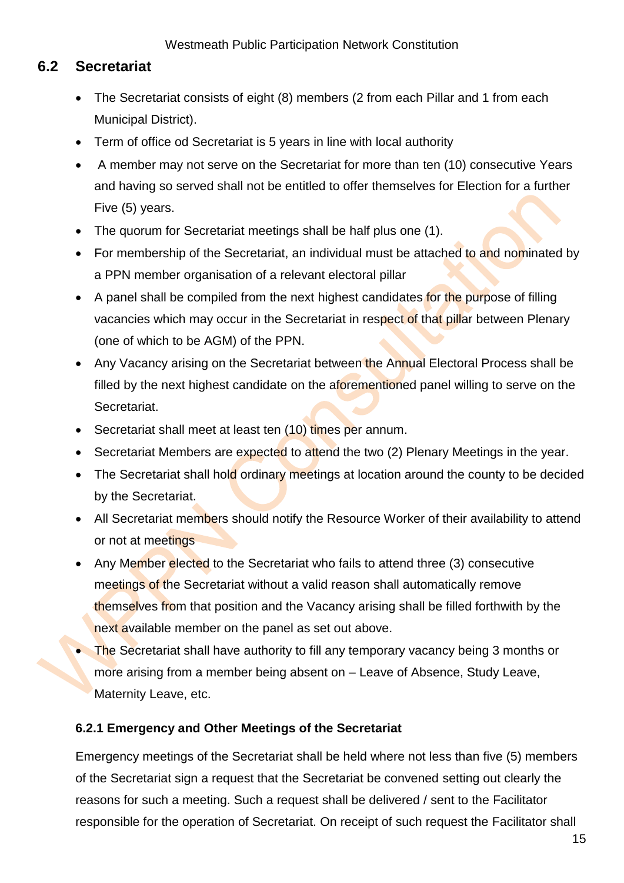## 6.2 Secretariat

- The Secretariat consists of eight (8) members (2 from each Pillar and 1 from each Municipal District).
- Term of office od Secretariat is 5 years in line with local authority
- A member may not serve on the Secretariat for more than ten (10) consecutive Years and having so served shall not be entitled to offer themselves for Election for a further Five (5) years.
- The quorum for Secretariat meetings shall be half plus one (1).
- For membership of the Secretariat, an individual must be attached to and nominated by a PPN member organisation of a relevant electoral pillar
- A panel shall be compiled from the next highest candidates for the purpose of filling vacancies which may occur in the Secretariat in respect of that pillar between Plenary (one of which to be AGM) of the PPN.
- Any Vacancy arising on the Secretariat between the Annual Electoral Process shall be filled by the next highest candidate on the aforementioned panel willing to serve on the Secretariat.
- Secretariat shall meet at least ten (10) times per annum.
- Secretariat Members are expected to attend the two (2) Plenary Meetings in the year.
- The Secretariat shall hold ordinary meetings at location around the county to be decided by the Secretariat.
- All Secretariat members should notify the Resource Worker of their availability to attend or not at meetings
- Any Member elected to the Secretariat who fails to attend three (3) consecutive meetings of the Secretariat without a valid reason shall automatically remove themselves from that position and the Vacancy arising shall be filled forthwith by the next available member on the panel as set out above.
- The Secretariat shall have authority to fill any temporary vacancy being 3 months or more arising from a member being absent on – Leave of Absence, Study Leave, Maternity Leave, etc.

### 6.2.1 Emergency and Other Meetings of the Secretariat

Emergency meetings of the Secretariat shall be held where not less than five (5) members of the Secretariat sign a request that the Secretariat be convened setting out clearly the reasons for such a meeting. Such a request shall be delivered / sent to the Facilitator responsible for the operation of Secretariat. On receipt of such request the Facilitator shall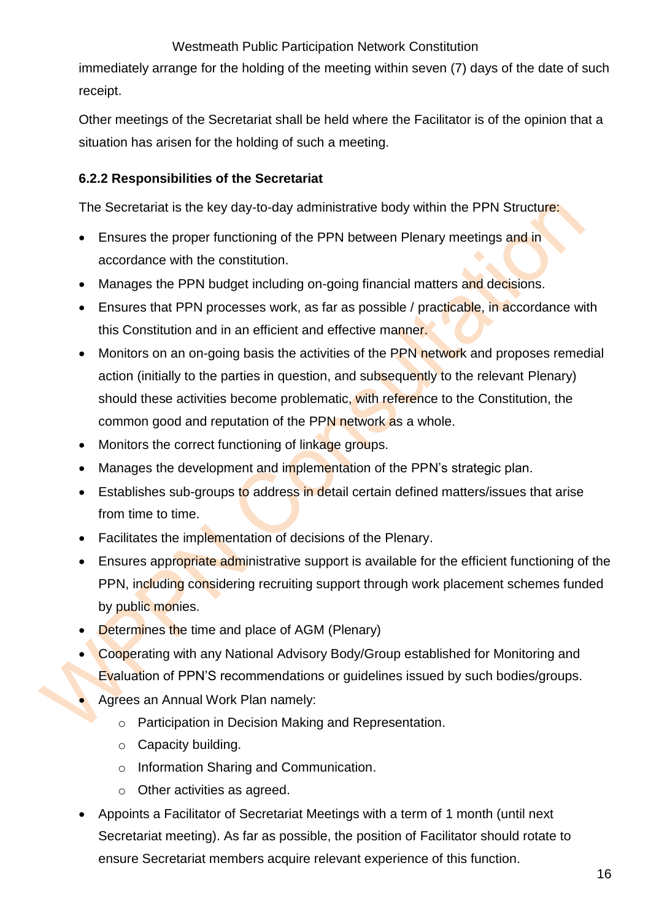immediately arrange for the holding of the meeting within seven (7) days of the date of such receipt.

Other meetings of the Secretariat shall be held where the Facilitator is of the opinion that a situation has arisen for the holding of such a meeting.

### 6.2.2 Responsibilities of the Secretariat

The Secretariat is the key day-to-day administrative body within the PPN Structure:

- Ensures the proper functioning of the PPN between Plenary meetings and in accordance with the constitution.
- Manages the PPN budget including on-going financial matters and decisions.
- Ensures that PPN processes work, as far as possible / practicable, in accordance with this Constitution and in an efficient and effective manner.
- Monitors on an on-going basis the activities of the PPN network and proposes remedial action (initially to the parties in question, and subsequently to the relevant Plenary) should these activities become problematic, with reference to the Constitution, the common good and reputation of the PPN network as a whole.
- Monitors the correct functioning of linkage groups.
- Manages the development and implementation of the PPN's strategic plan.
- Establishes sub-groups to address in detail certain defined matters/issues that arise from time to time.
- Facilitates the implementation of decisions of the Plenary.
- Ensures appropriate administrative support is available for the efficient functioning of the PPN, including considering recruiting support through work placement schemes funded by public monies.
- Determines the time and place of AGM (Plenary)
- Cooperating with any National Advisory Body/Group established for Monitoring and Evaluation of PPN'S recommendations or guidelines issued by such bodies/groups.
- Agrees an Annual Work Plan namely:
  - Participation in Decision Making and Representation.
  - Capacity building.
  - Information Sharing and Communication.
  - Other activities as agreed.
- Appoints a Facilitator of Secretariat Meetings with a term of 1 month (until next Secretariat meeting). As far as possible, the position of Facilitator should rotate to ensure Secretariat members acquire relevant experience of this function.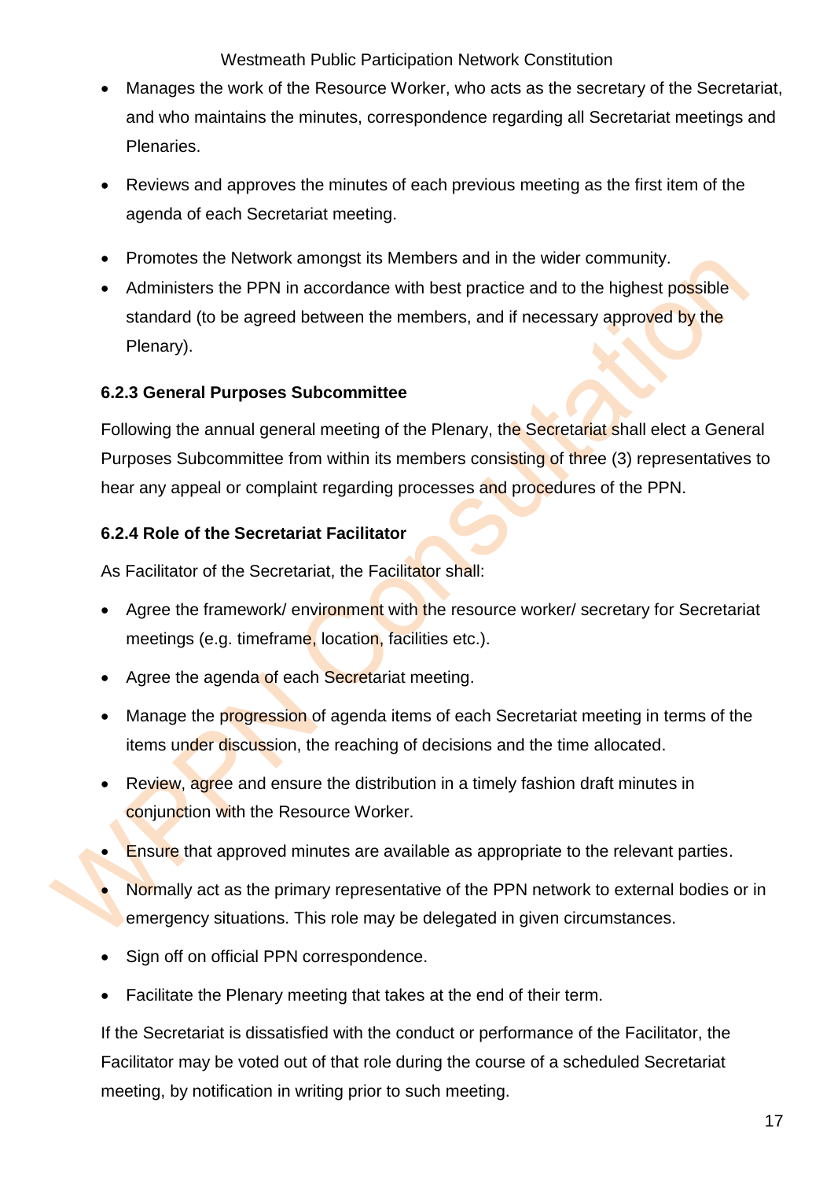- Manages the work of the Resource Worker, who acts as the secretary of the Secretariat, and who maintains the minutes, correspondence regarding all Secretariat meetings and Plenaries.
- Reviews and approves the minutes of each previous meeting as the first item of the agenda of each Secretariat meeting.
- Promotes the Network amongst its Members and in the wider community.
- Administers the PPN in accordance with best practice and to the highest possible standard (to be agreed between the members, and if necessary approved by the Plenary).

#### 6.2.3 General Purposes Subcommittee

Following the annual general meeting of the Plenary, the Secretariat shall elect a General Purposes Subcommittee from within its members consisting of three (3) representatives to hear any appeal or complaint regarding processes and procedures of the PPN.

#### 6.2.4 Role of the Secretariat Facilitator

As Facilitator of the Secretariat, the Facilitator shall:

- Agree the framework/ environment with the resource worker/ secretary for Secretariat meetings (e.g. timeframe, location, facilities etc.).
- Agree the agenda of each Secretariat meeting.
- Manage the progression of agenda items of each Secretariat meeting in terms of the items under discussion, the reaching of decisions and the time allocated.
- Review, agree and ensure the distribution in a timely fashion draft minutes in conjunction with the Resource Worker.
- Ensure that approved minutes are available as appropriate to the relevant parties.
- Normally act as the primary representative of the PPN network to external bodies or in emergency situations. This role may be delegated in given circumstances.
- Sign off on official PPN correspondence.
- Facilitate the Plenary meeting that takes at the end of their term.

If the Secretariat is dissatisfied with the conduct or performance of the Facilitator, the Facilitator may be voted out of that role during the course of a scheduled Secretariat meeting, by notification in writing prior to such meeting.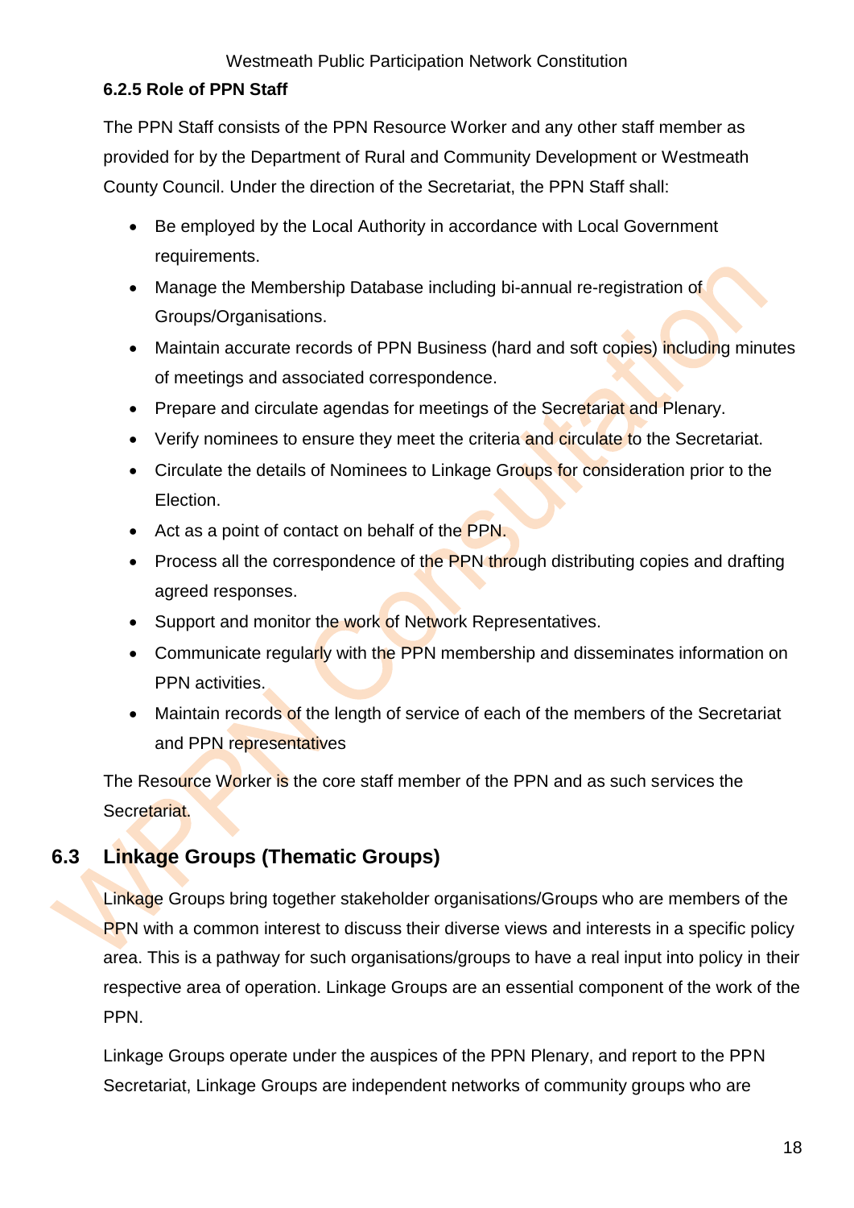#### 6.2.5 Role of PPN Staff

The PPN Staff consists of the PPN Resource Worker and any other staff member as provided for by the Department of Rural and Community Development or Westmeath County Council. Under the direction of the Secretariat, the PPN Staff shall:

- Be employed by the Local Authority in accordance with Local Government requirements.
- Manage the Membership Database including bi-annual re-registration of Groups/Organisations.
- Maintain accurate records of PPN Business (hard and soft copies) including minutes of meetings and associated correspondence.
- Prepare and circulate agendas for meetings of the Secretariat and Plenary.
- Verify nominees to ensure they meet the criteria and circulate to the Secretariat.
- Circulate the details of Nominees to Linkage Groups for consideration prior to the Election.
- Act as a point of contact on behalf of the PPN.
- Process all the correspondence of the PPN through distributing copies and drafting agreed responses.
- Support and monitor the work of Network Representatives.
- Communicate regularly with the PPN membership and disseminates information on PPN activities.
- Maintain records of the length of service of each of the members of the Secretariat and PPN representatives

The Resource Worker is the core staff member of the PPN and as such services the Secretariat.

## 6.3 Linkage Groups (Thematic Groups)

Linkage Groups bring together stakeholder organisations/Groups who are members of the PPN with a common interest to discuss their diverse views and interests in a specific policy area. This is a pathway for such organisations/groups to have a real input into policy in their respective area of operation. Linkage Groups are an essential component of the work of the PPN.

Linkage Groups operate under the auspices of the PPN Plenary, and report to the PPN Secretariat, Linkage Groups are independent networks of community groups who are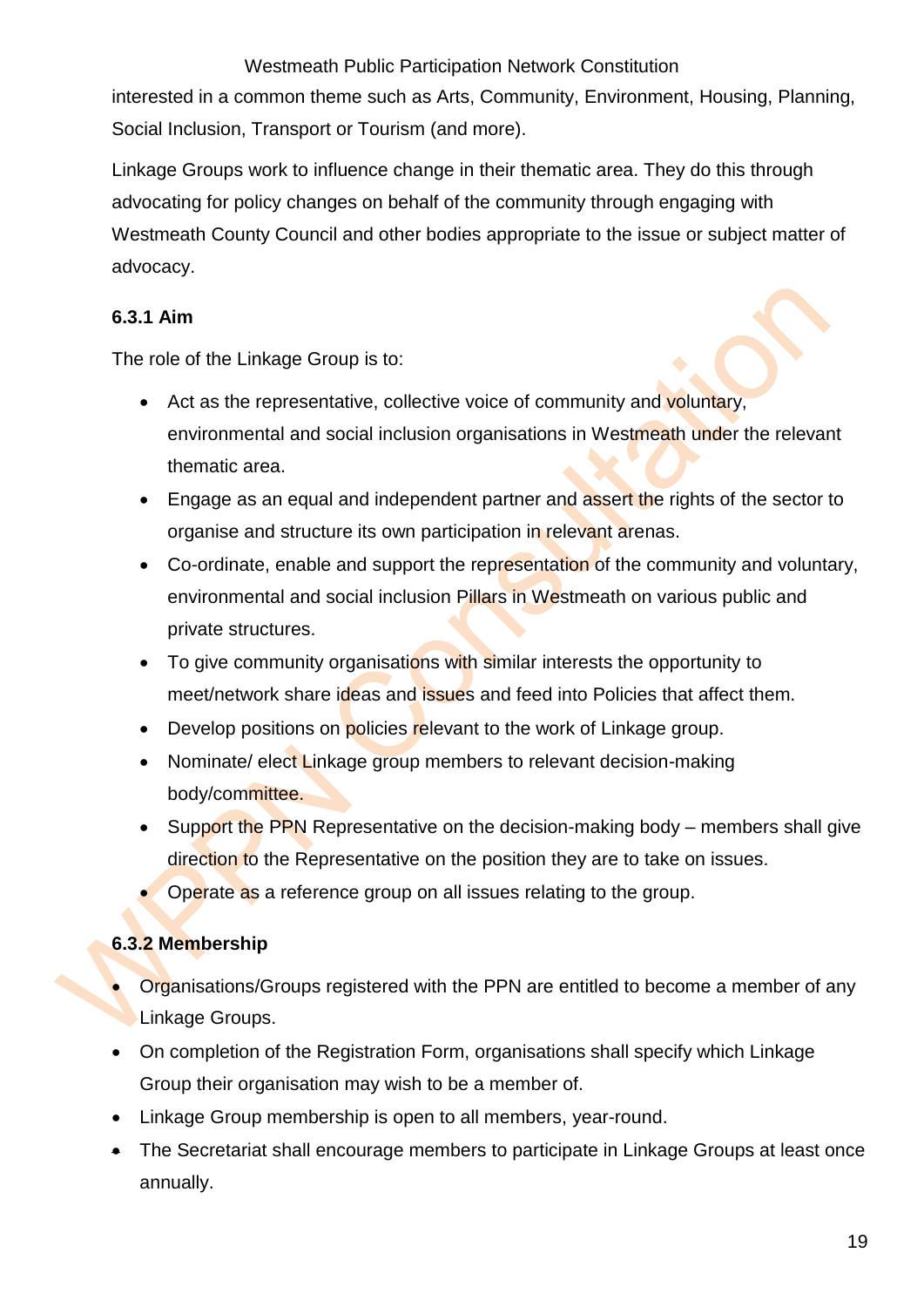interested in a common theme such as Arts, Community, Environment, Housing, Planning, Social Inclusion, Transport or Tourism (and more).

Linkage Groups work to influence change in their thematic area. They do this through advocating for policy changes on behalf of the community through engaging with Westmeath County Council and other bodies appropriate to the issue or subject matter of advocacy.

#### 6.3.1 Aim

The role of the Linkage Group is to:

- Act as the representative, collective voice of community and voluntary, environmental and social inclusion organisations in Westmeath under the relevant thematic area.
- Engage as an equal and independent partner and assert the rights of the sector to organise and structure its own participation in relevant arenas.
- Co-ordinate, enable and support the representation of the community and voluntary, environmental and social inclusion Pillars in Westmeath on various public and private structures.
- To give community organisations with similar interests the opportunity to meet/network share ideas and issues and feed into Policies that affect them.
- Develop positions on policies relevant to the work of Linkage group.
- Nominate/ elect Linkage group members to relevant decision-making body/committee.
- Support the PPN Representative on the decision-making body – members shall give direction to the Representative on the position they are to take on issues.
- Operate as a reference group on all issues relating to the group.

#### 6.3.2 Membership

- Organisations/Groups registered with the PPN are entitled to become a member of any Linkage Groups.
- On completion of the Registration Form, organisations shall specify which Linkage Group their organisation may wish to be a member of.
- Linkage Group membership is open to all members, year-round.
- The Secretariat shall encourage members to participate in Linkage Groups at least once annually.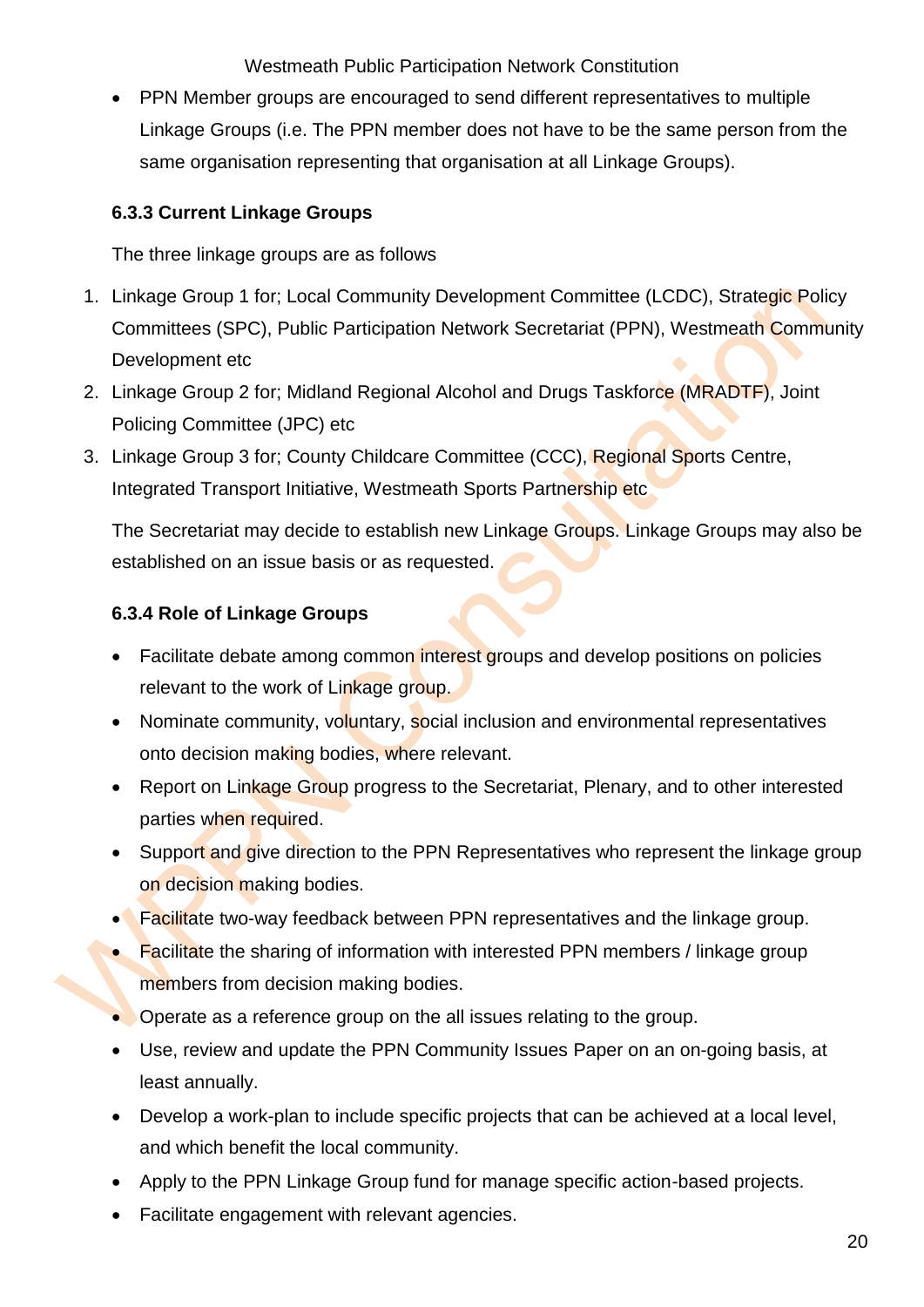- PPN Member groups are encouraged to send different representatives to multiple Linkage Groups (i.e. The PPN member does not have to be the same person from the same organisation representing that organisation at all Linkage Groups).

### 6.3.3 Current Linkage Groups

The three linkage groups are as follows

1. Linkage Group 1 for; Local Community Development Committee (LCDC), Strategic Policy Committees (SPC), Public Participation Network Secretariat (PPN), Westmeath Community Development etc
2. Linkage Group 2 for; Midland Regional Alcohol and Drugs Taskforce (MRADTF), Joint Policing Committee (JPC) etc
3. Linkage Group 3 for; County Childcare Committee (CCC), Regional Sports Centre, Integrated Transport Initiative, Westmeath Sports Partnership etc

The Secretariat may decide to establish new Linkage Groups. Linkage Groups may also be established on an issue basis or as requested.

### 6.3.4 Role of Linkage Groups

- Facilitate debate among common interest groups and develop positions on policies relevant to the work of Linkage group.
- Nominate community, voluntary, social inclusion and environmental representatives onto decision making bodies, where relevant.
- Report on Linkage Group progress to the Secretariat, Plenary, and to other interested parties when required.
- Support and give direction to the PPN Representatives who represent the linkage group on decision making bodies.
- Facilitate two-way feedback between PPN representatives and the linkage group.
- Facilitate the sharing of information with interested PPN members / linkage group members from decision making bodies.
- Operate as a reference group on the all issues relating to the group.
- Use, review and update the PPN Community Issues Paper on an on-going basis, at least annually.
- Develop a work-plan to include specific projects that can be achieved at a local level, and which benefit the local community.
- Apply to the PPN Linkage Group fund for manage specific action-based projects.
- Facilitate engagement with relevant agencies.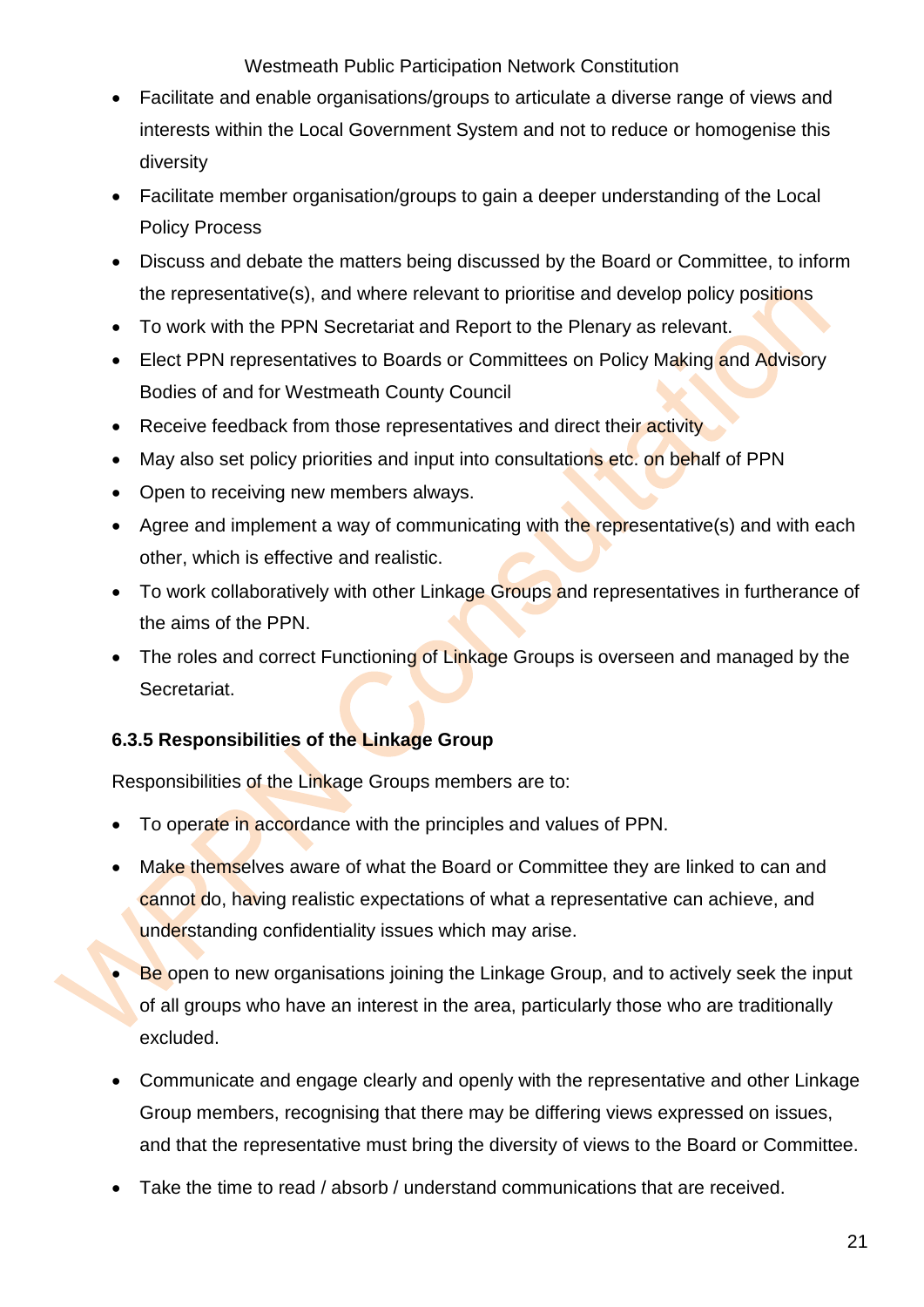- Facilitate and enable organisations/groups to articulate a diverse range of views and interests within the Local Government System and not to reduce or homogenise this diversity
- Facilitate member organisation/groups to gain a deeper understanding of the Local Policy Process
- Discuss and debate the matters being discussed by the Board or Committee, to inform the representative(s), and where relevant to prioritise and develop policy positions
- To work with the PPN Secretariat and Report to the Plenary as relevant.
- Elect PPN representatives to Boards or Committees on Policy Making and Advisory Bodies of and for Westmeath County Council
- Receive feedback from those representatives and direct their activity
- May also set policy priorities and input into consultations etc. on behalf of PPN
- Open to receiving new members always.
- Agree and implement a way of communicating with the representative(s) and with each other, which is effective and realistic.
- To work collaboratively with other Linkage Groups and representatives in furtherance of the aims of the PPN.
- The roles and correct Functioning of Linkage Groups is overseen and managed by the Secretariat.

#### 6.3.5 Responsibilities of the Linkage Group

Responsibilities of the Linkage Groups members are to:

- To operate in accordance with the principles and values of PPN.
- Make themselves aware of what the Board or Committee they are linked to can and cannot do, having realistic expectations of what a representative can achieve, and understanding confidentiality issues which may arise.
- Be open to new organisations joining the Linkage Group, and to actively seek the input of all groups who have an interest in the area, particularly those who are traditionally excluded.
- Communicate and engage clearly and openly with the representative and other Linkage Group members, recognising that there may be differing views expressed on issues, and that the representative must bring the diversity of views to the Board or Committee.
- Take the time to read / absorb / understand communications that are received.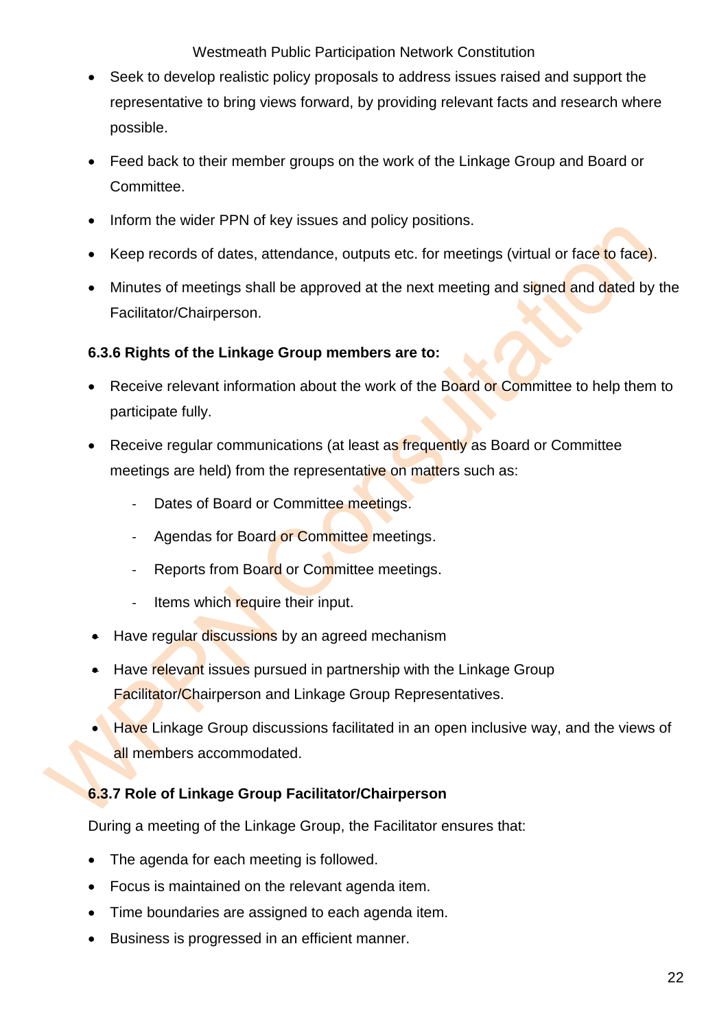- Seek to develop realistic policy proposals to address issues raised and support the representative to bring views forward, by providing relevant facts and research where possible.
- Feed back to their member groups on the work of the Linkage Group and Board or Committee.
- Inform the wider PPN of key issues and policy positions.
- Keep records of dates, attendance, outputs etc. for meetings (virtual or face to face).
- Minutes of meetings shall be approved at the next meeting and signed and dated by the Facilitator/Chairperson.

**6.3.6 Rights of the Linkage Group members are to:**

- Receive relevant information about the work of the Board or Committee to help them to participate fully.
- Receive regular communications (at least as frequently as Board or Committee meetings are held) from the representative on matters such as:
  - Dates of Board or Committee meetings.
  - Agendas for Board or Committee meetings.
  - Reports from Board or Committee meetings.
  - Items which require their input.
- Have regular discussions by an agreed mechanism
- Have relevant issues pursued in partnership with the Linkage Group Facilitator/Chairperson and Linkage Group Representatives.
- Have Linkage Group discussions facilitated in an open inclusive way, and the views of all members accommodated.

**6.3.7 Role of Linkage Group Facilitator/Chairperson**

During a meeting of the Linkage Group, the Facilitator ensures that:

- The agenda for each meeting is followed.
- Focus is maintained on the relevant agenda item.
- Time boundaries are assigned to each agenda item.
- Business is progressed in an efficient manner.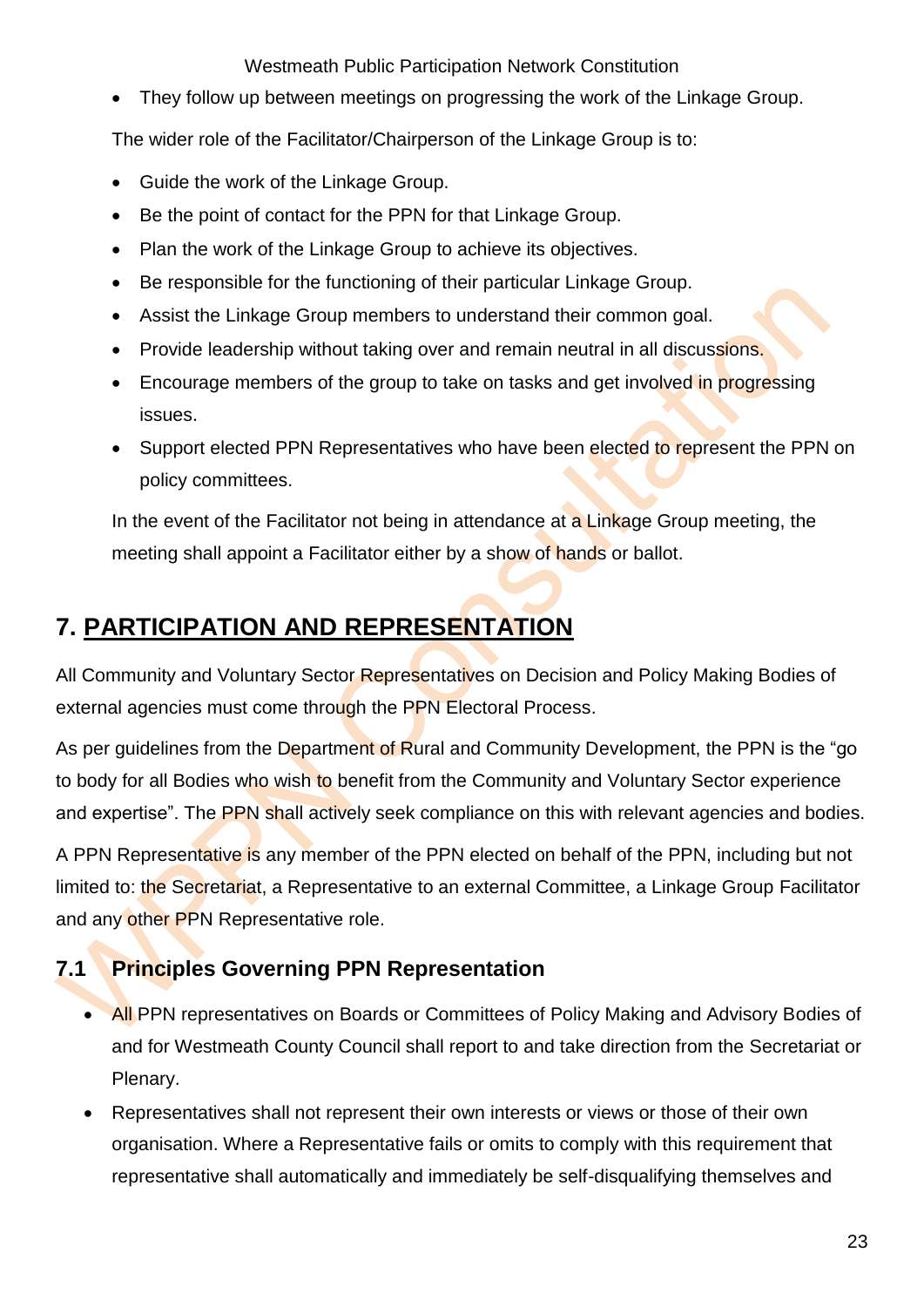- They follow up between meetings on progressing the work of the Linkage Group.

The wider role of the Facilitator/Chairperson of the Linkage Group is to:

- Guide the work of the Linkage Group.
- Be the point of contact for the PPN for that Linkage Group.
- Plan the work of the Linkage Group to achieve its objectives.
- Be responsible for the functioning of their particular Linkage Group.
- Assist the Linkage Group members to understand their common goal.
- Provide leadership without taking over and remain neutral in all discussions.
- Encourage members of the group to take on tasks and get involved in progressing issues.
- Support elected PPN Representatives who have been elected to represent the PPN on policy committees.

In the event of the Facilitator not being in attendance at a Linkage Group meeting, the meeting shall appoint a Facilitator either by a show of hands or ballot.

# 7. PARTICIPATION AND REPRESENTATION

All Community and Voluntary Sector Representatives on Decision and Policy Making Bodies of external agencies must come through the PPN Electoral Process.

As per guidelines from the Department of Rural and Community Development, the PPN is the "go to body for all Bodies who wish to benefit from the Community and Voluntary Sector experience and expertise". The PPN shall actively seek compliance on this with relevant agencies and bodies.

A PPN Representative is any member of the PPN elected on behalf of the PPN, including but not limited to: the Secretariat, a Representative to an external Committee, a Linkage Group Facilitator and any other PPN Representative role.

## 7.1 Principles Governing PPN Representation

- All PPN representatives on Boards or Committees of Policy Making and Advisory Bodies of and for Westmeath County Council shall report to and take direction from the Secretariat or Plenary.
- Representatives shall not represent their own interests or views or those of their own organisation. Where a Representative fails or omits to comply with this requirement that representative shall automatically and immediately be self-disqualifying themselves and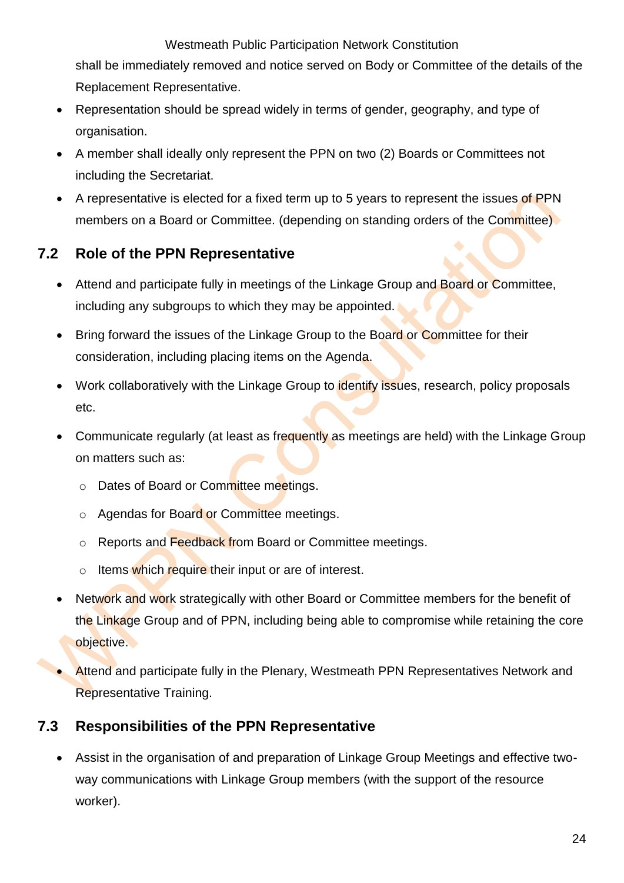shall be immediately removed and notice served on Body or Committee of the details of the Replacement Representative.

- Representation should be spread widely in terms of gender, geography, and type of organisation.
- A member shall ideally only represent the PPN on two (2) Boards or Committees not including the Secretariat.
- A representative is elected for a fixed term up to 5 years to represent the issues of PPN members on a Board or Committee. (depending on standing orders of the Committee)

## 7.2 Role of the PPN Representative

- Attend and participate fully in meetings of the Linkage Group and Board or Committee, including any subgroups to which they may be appointed.
- Bring forward the issues of the Linkage Group to the Board or Committee for their consideration, including placing items on the Agenda.
- Work collaboratively with the Linkage Group to identify issues, research, policy proposals etc.
- Communicate regularly (at least as frequently as meetings are held) with the Linkage Group on matters such as:
    - Dates of Board or Committee meetings.
    - Agendas for Board or Committee meetings.
    - Reports and Feedback from Board or Committee meetings.
    - Items which require their input or are of interest.
- Network and work strategically with other Board or Committee members for the benefit of the Linkage Group and of PPN, including being able to compromise while retaining the core objective.
- Attend and participate fully in the Plenary, Westmeath PPN Representatives Network and Representative Training.

## 7.3 Responsibilities of the PPN Representative

- Assist in the organisation of and preparation of Linkage Group Meetings and effective two-way communications with Linkage Group members (with the support of the resource worker).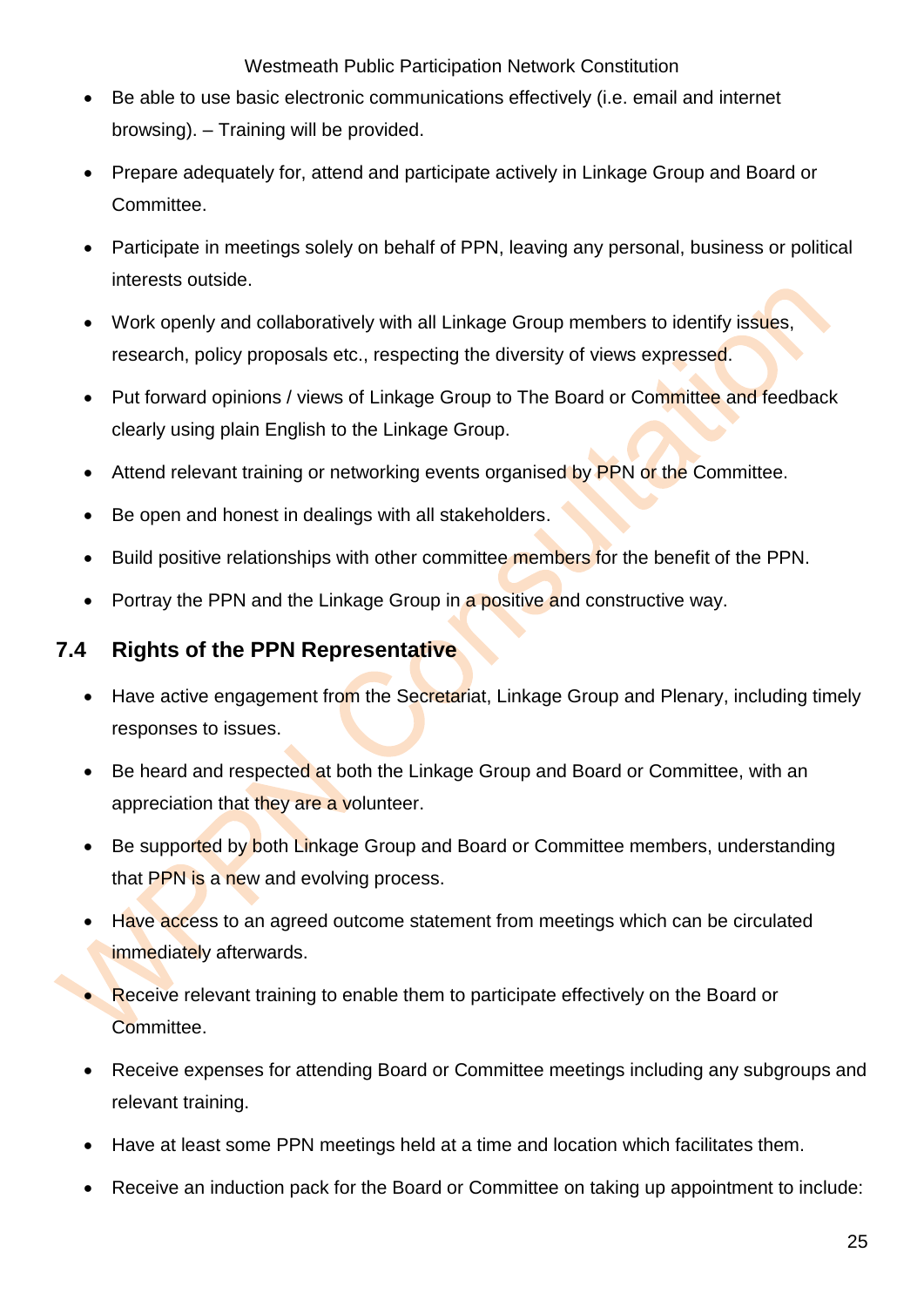- Be able to use basic electronic communications effectively (i.e. email and internet browsing). – Training will be provided.
- Prepare adequately for, attend and participate actively in Linkage Group and Board or Committee.
- Participate in meetings solely on behalf of PPN, leaving any personal, business or political interests outside.
- Work openly and collaboratively with all Linkage Group members to identify issues, research, policy proposals etc., respecting the diversity of views expressed.
- Put forward opinions / views of Linkage Group to The Board or Committee and feedback clearly using plain English to the Linkage Group.
- Attend relevant training or networking events organised by PPN or the Committee.
- Be open and honest in dealings with all stakeholders.
- Build positive relationships with other committee members for the benefit of the PPN.
- Portray the PPN and the Linkage Group in a positive and constructive way.

## 7.4 Rights of the PPN Representative

- Have active engagement from the Secretariat, Linkage Group and Plenary, including timely responses to issues.
- Be heard and respected at both the Linkage Group and Board or Committee, with an appreciation that they are a volunteer.
- Be supported by both Linkage Group and Board or Committee members, understanding that PPN is a new and evolving process.
- Have access to an agreed outcome statement from meetings which can be circulated immediately afterwards.
- Receive relevant training to enable them to participate effectively on the Board or Committee.
- Receive expenses for attending Board or Committee meetings including any subgroups and relevant training.
- Have at least some PPN meetings held at a time and location which facilitates them.
- Receive an induction pack for the Board or Committee on taking up appointment to include: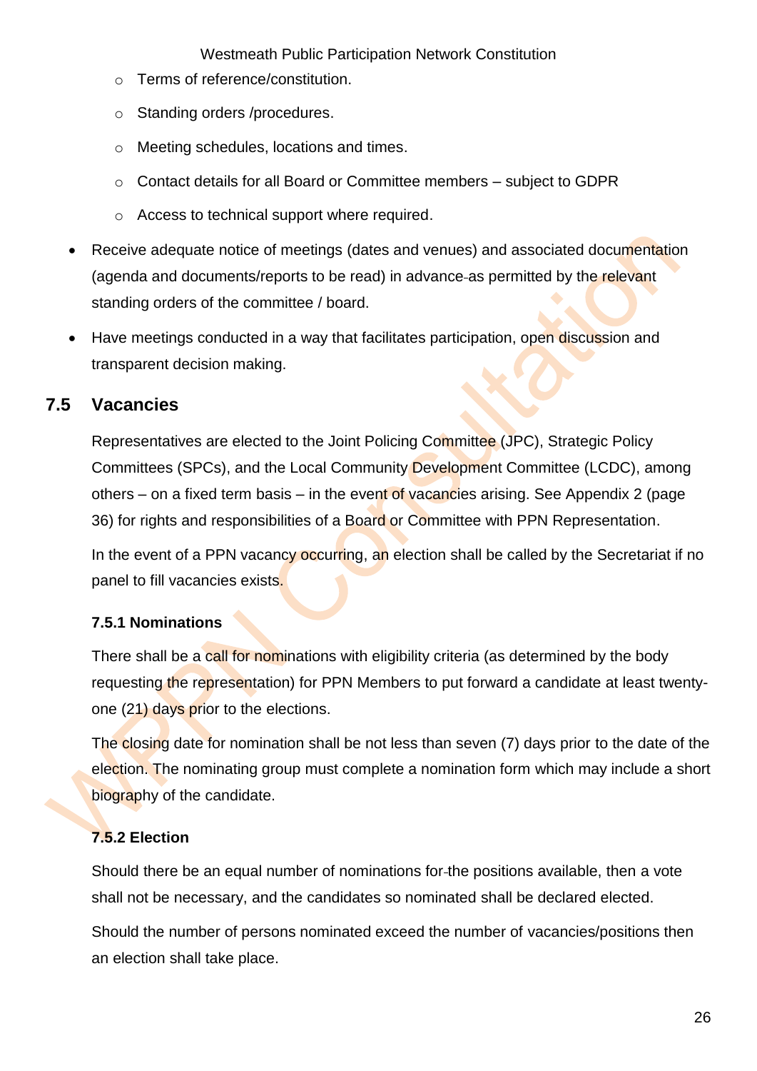- Terms of reference/constitution.
  - Standing orders /procedures.
  - Meeting schedules, locations and times.
  - Contact details for all Board or Committee members – subject to GDPR
  - Access to technical support where required.
- Receive adequate notice of meetings (dates and venues) and associated documentation (agenda and documents/reports to be read) in advance as permitted by the relevant standing orders of the committee / board.
- Have meetings conducted in a way that facilitates participation, open discussion and transparent decision making.

## 7.5 Vacancies

Representatives are elected to the Joint Policing Committee (JPC), Strategic Policy Committees (SPCs), and the Local Community Development Committee (LCDC), among others – on a fixed term basis – in the event of vacancies arising. See Appendix 2 (page 36) for rights and responsibilities of a Board or Committee with PPN Representation.

In the event of a PPN vacancy occurring, an election shall be called by the Secretariat if no panel to fill vacancies exists.

### 7.5.1 Nominations

There shall be a call for nominations with eligibility criteria (as determined by the body requesting the representation) for PPN Members to put forward a candidate at least twenty-one (21) days prior to the elections.

The closing date for nomination shall be not less than seven (7) days prior to the date of the election. The nominating group must complete a nomination form which may include a short biography of the candidate.

### 7.5.2 Election

Should there be an equal number of nominations for the positions available, then a vote shall not be necessary, and the candidates so nominated shall be declared elected.

Should the number of persons nominated exceed the number of vacancies/positions then an election shall take place.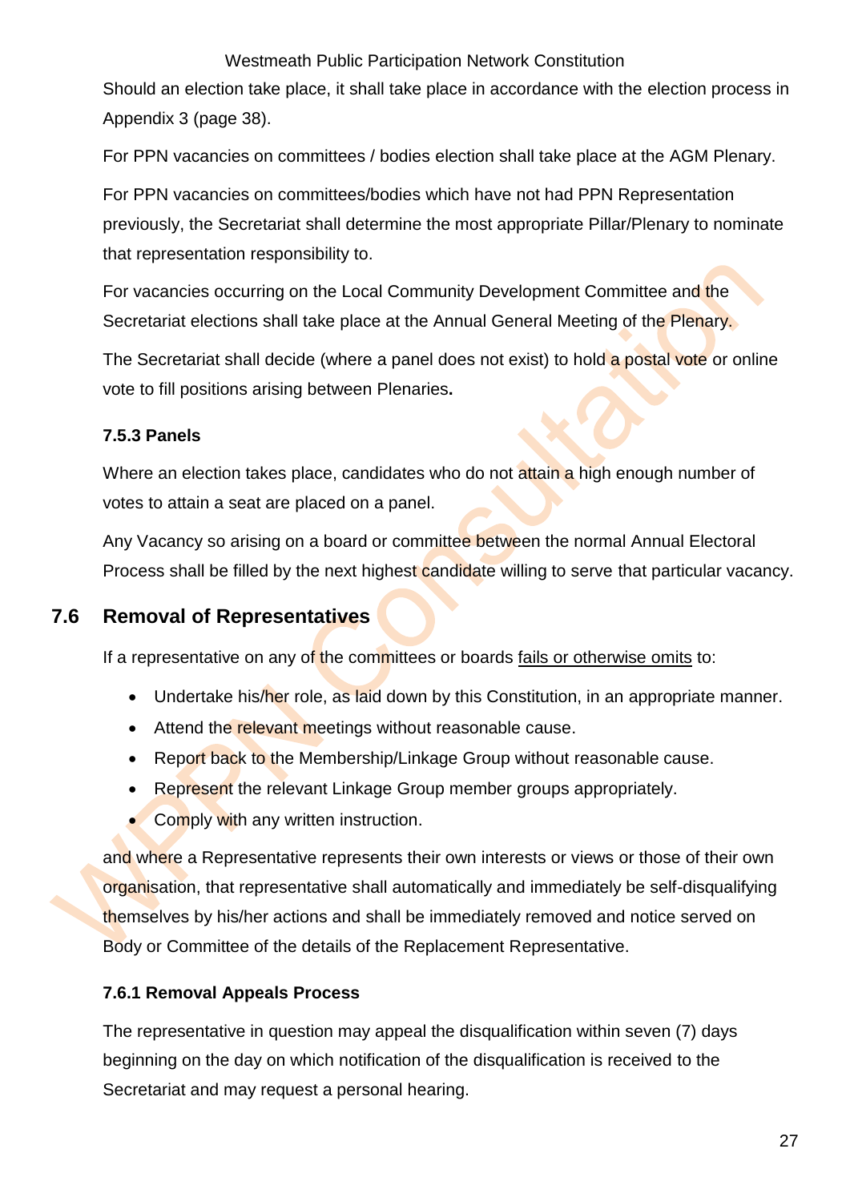Should an election take place, it shall take place in accordance with the election process in Appendix 3 (page 38).

For PPN vacancies on committees / bodies election shall take place at the AGM Plenary.

For PPN vacancies on committees/bodies which have not had PPN Representation previously, the Secretariat shall determine the most appropriate Pillar/Plenary to nominate that representation responsibility to.

For vacancies occurring on the Local Community Development Committee and the Secretariat elections shall take place at the Annual General Meeting of the Plenary.

The Secretariat shall decide (where a panel does not exist) to hold a postal vote or online vote to fill positions arising between Plenaries**.**

### 7.5.3 Panels

Where an election takes place, candidates who do not attain a high enough number of votes to attain a seat are placed on a panel.

Any Vacancy so arising on a board or committee between the normal Annual Electoral Process shall be filled by the next highest candidate willing to serve that particular vacancy.

## 7.6 Removal of Representatives

If a representative on any of the committees or boards <u>fails or otherwise omits</u> to:

- Undertake his/her role, as laid down by this Constitution, in an appropriate manner.
- Attend the relevant meetings without reasonable cause.
- Report back to the Membership/Linkage Group without reasonable cause.
- Represent the relevant Linkage Group member groups appropriately.
- Comply with any written instruction.

and where a Representative represents their own interests or views or those of their own organisation, that representative shall automatically and immediately be self-disqualifying themselves by his/her actions and shall be immediately removed and notice served on Body or Committee of the details of the Replacement Representative.

### 7.6.1 Removal Appeals Process

The representative in question may appeal the disqualification within seven (7) days beginning on the day on which notification of the disqualification is received to the Secretariat and may request a personal hearing.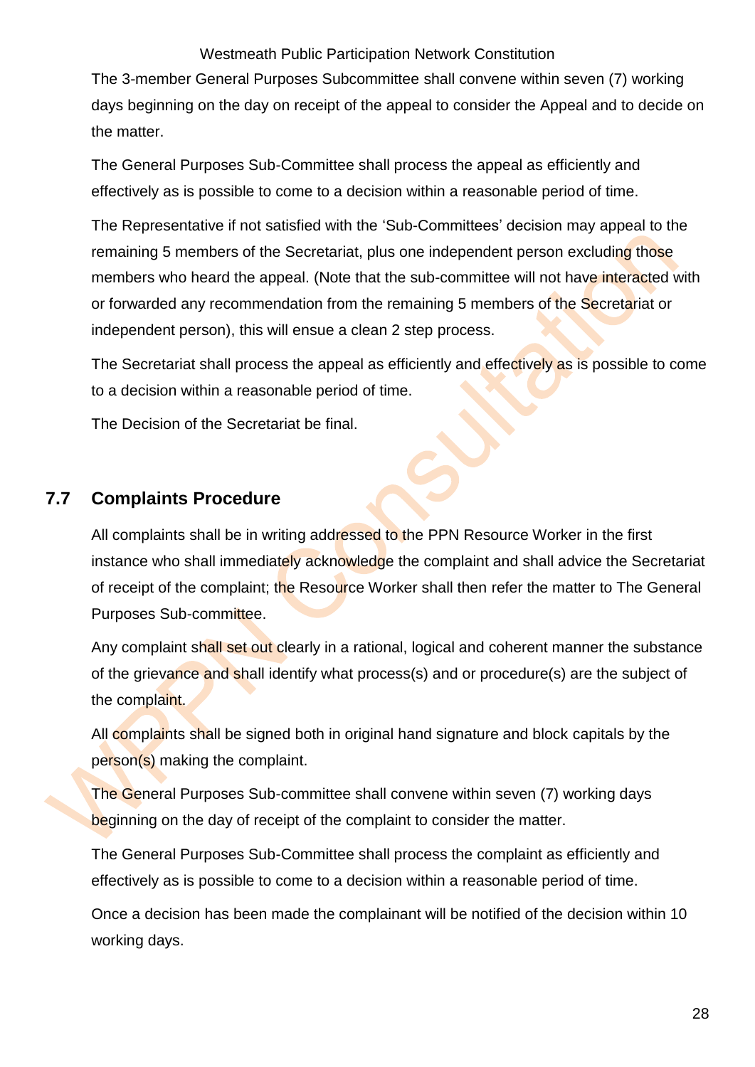The 3-member General Purposes Subcommittee shall convene within seven (7) working days beginning on the day on receipt of the appeal to consider the Appeal and to decide on the matter.

The General Purposes Sub-Committee shall process the appeal as efficiently and effectively as is possible to come to a decision within a reasonable period of time.

The Representative if not satisfied with the 'Sub-Committees' decision may appeal to the remaining 5 members of the Secretariat, plus one independent person excluding those members who heard the appeal. (Note that the sub-committee will not have interacted with or forwarded any recommendation from the remaining 5 members of the Secretariat or independent person), this will ensue a clean 2 step process.

The Secretariat shall process the appeal as efficiently and effectively as is possible to come to a decision within a reasonable period of time.

The Decision of the Secretariat be final.

## 7.7 Complaints Procedure

All complaints shall be in writing addressed to the PPN Resource Worker in the first instance who shall immediately acknowledge the complaint and shall advice the Secretariat of receipt of the complaint; the Resource Worker shall then refer the matter to The General Purposes Sub-committee.

Any complaint shall set out clearly in a rational, logical and coherent manner the substance of the grievance and shall identify what process(s) and or procedure(s) are the subject of the complaint.

All complaints shall be signed both in original hand signature and block capitals by the person(s) making the complaint.

The General Purposes Sub-committee shall convene within seven (7) working days beginning on the day of receipt of the complaint to consider the matter.

The General Purposes Sub-Committee shall process the complaint as efficiently and effectively as is possible to come to a decision within a reasonable period of time.

Once a decision has been made the complainant will be notified of the decision within 10 working days.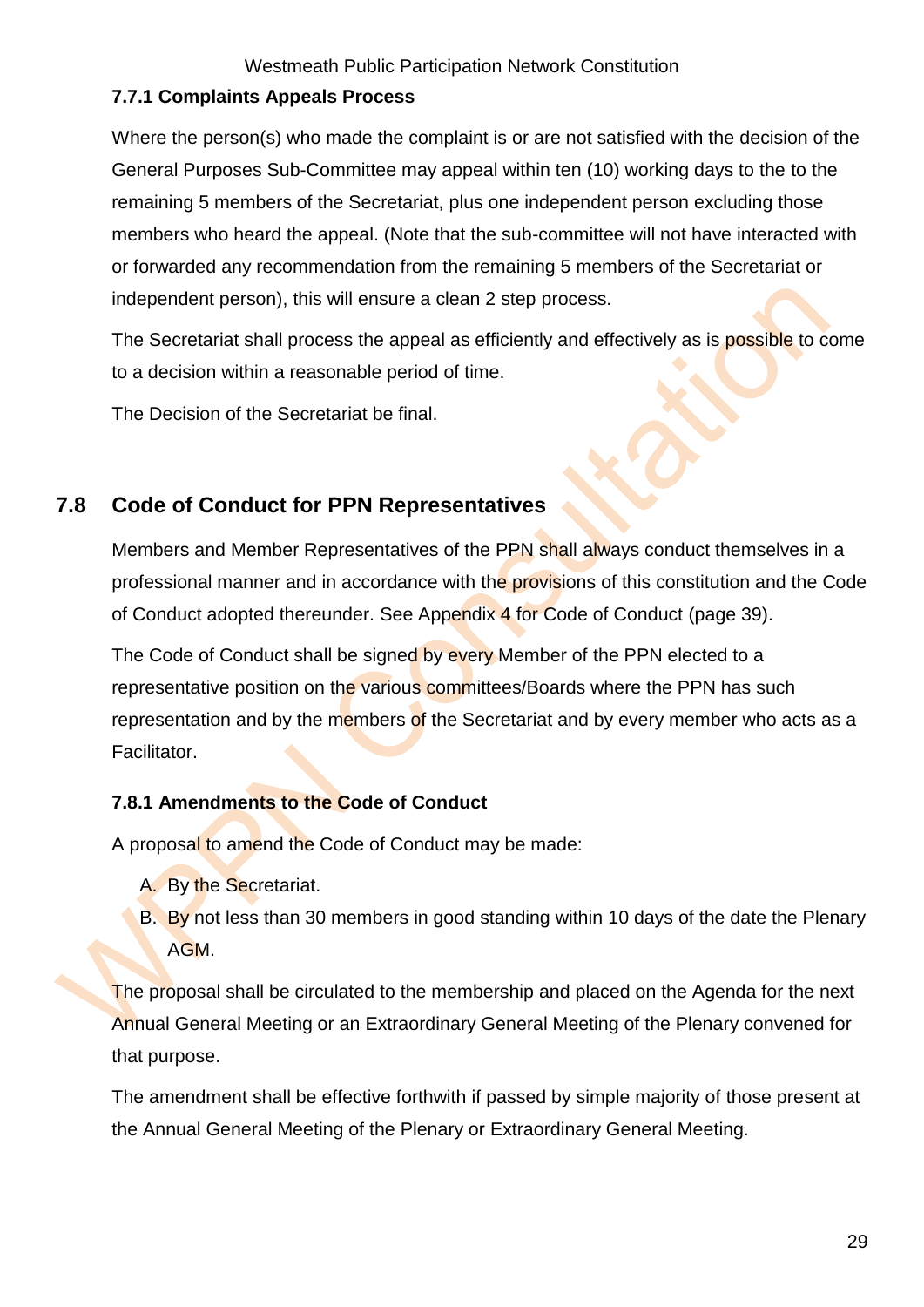### 7.7.1 Complaints Appeals Process

Where the person(s) who made the complaint is or are not satisfied with the decision of the General Purposes Sub-Committee may appeal within ten (10) working days to the to the remaining 5 members of the Secretariat, plus one independent person excluding those members who heard the appeal. (Note that the sub-committee will not have interacted with or forwarded any recommendation from the remaining 5 members of the Secretariat or independent person), this will ensure a clean 2 step process.

The Secretariat shall process the appeal as efficiently and effectively as is possible to come to a decision within a reasonable period of time.

The Decision of the Secretariat be final.

## 7.8 Code of Conduct for PPN Representatives

Members and Member Representatives of the PPN shall always conduct themselves in a professional manner and in accordance with the provisions of this constitution and the Code of Conduct adopted thereunder. See Appendix 4 for Code of Conduct (page 39).

The Code of Conduct shall be signed by every Member of the PPN elected to a representative position on the various committees/Boards where the PPN has such representation and by the members of the Secretariat and by every member who acts as a Facilitator.

### 7.8.1 Amendments to the Code of Conduct

A proposal to amend the Code of Conduct may be made:

A. By the Secretariat.
B. By not less than 30 members in good standing within 10 days of the date the Plenary AGM.

The proposal shall be circulated to the membership and placed on the Agenda for the next Annual General Meeting or an Extraordinary General Meeting of the Plenary convened for that purpose.

The amendment shall be effective forthwith if passed by simple majority of those present at the Annual General Meeting of the Plenary or Extraordinary General Meeting.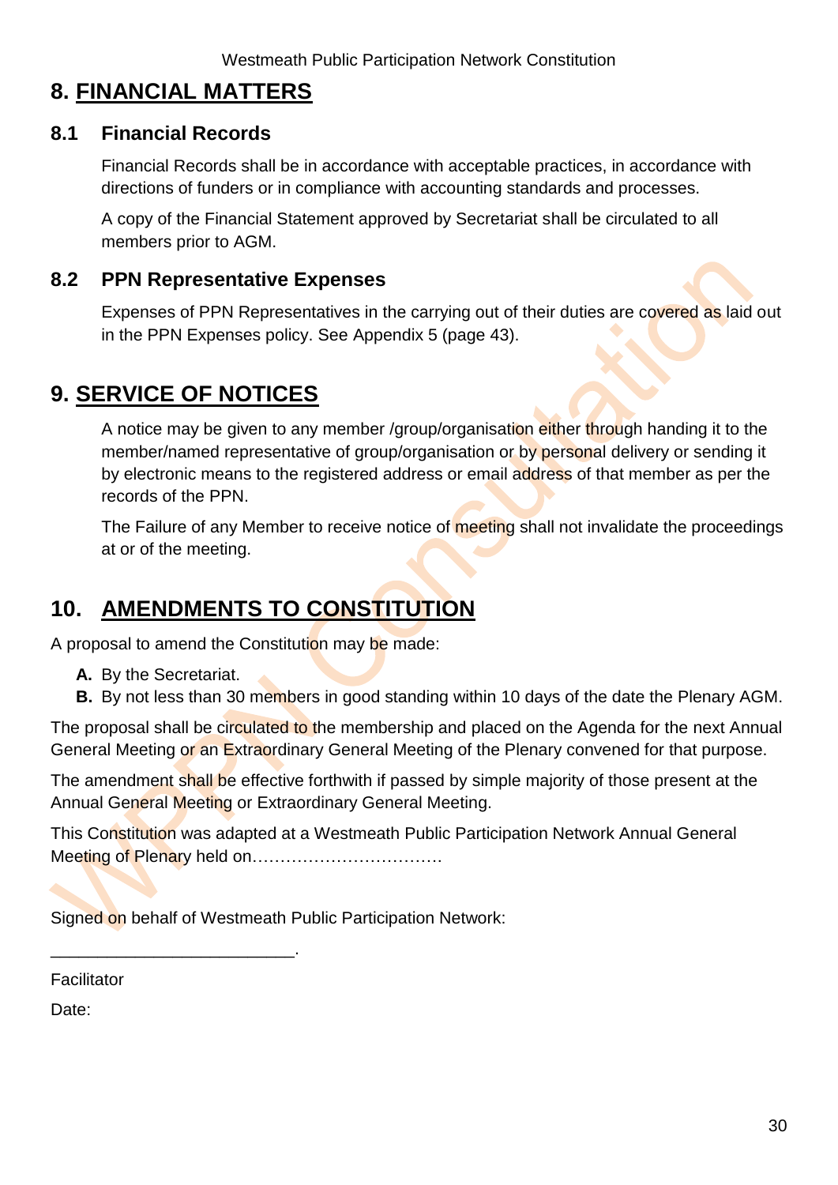# 8. FINANCIAL MATTERS

## 8.1 Financial Records

Financial Records shall be in accordance with acceptable practices, in accordance with directions of funders or in compliance with accounting standards and processes.

A copy of the Financial Statement approved by Secretariat shall be circulated to all members prior to AGM.

## 8.2 PPN Representative Expenses

Expenses of PPN Representatives in the carrying out of their duties are covered as laid out in the PPN Expenses policy. See Appendix 5 (page 43).

# 9. SERVICE OF NOTICES

A notice may be given to any member /group/organisation either through handing it to the member/named representative of group/organisation or by personal delivery or sending it by electronic means to the registered address or email address of that member as per the records of the PPN.

The Failure of any Member to receive notice of meeting shall not invalidate the proceedings at or of the meeting.

# 10. AMENDMENTS TO CONSTITUTION

A proposal to amend the Constitution may be made:

- **A.** By the Secretariat.
- **B.** By not less than 30 members in good standing within 10 days of the date the Plenary AGM.

The proposal shall be circulated to the membership and placed on the Agenda for the next Annual General Meeting or an Extraordinary General Meeting of the Plenary convened for that purpose.

The amendment shall be effective forthwith if passed by simple majority of those present at the Annual General Meeting or Extraordinary General Meeting.

This Constitution was adapted at a Westmeath Public Participation Network Annual General Meeting of Plenary held on……………………………

Signed on behalf of Westmeath Public Participation Network:

_________________________.

Facilitator

Date: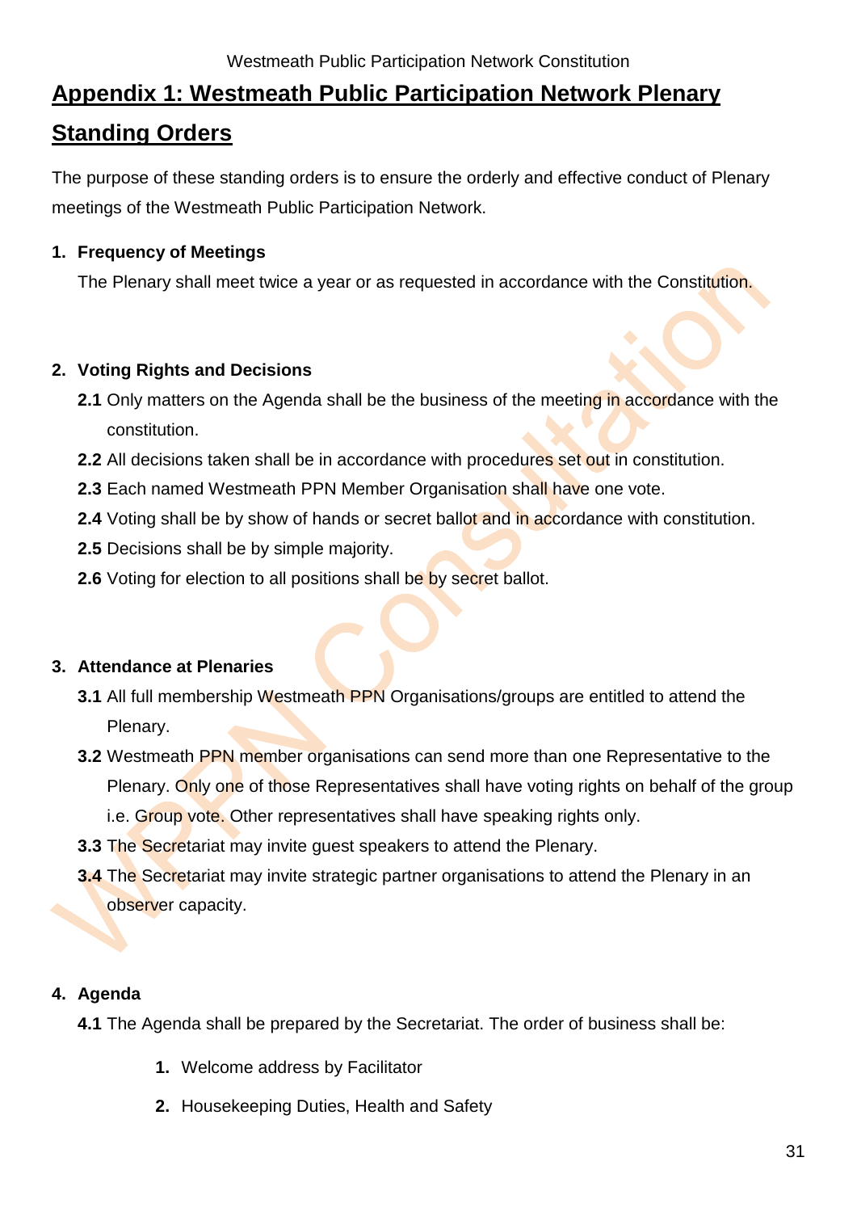## Appendix 1: Westmeath Public Participation Network Plenary Standing Orders

The purpose of these standing orders is to ensure the orderly and effective conduct of Plenary meetings of the Westmeath Public Participation Network.

1. **Frequency of Meetings**

   The Plenary shall meet twice a year or as requested in accordance with the Constitution.

2. **Voting Rights and Decisions**

   **2.1** Only matters on the Agenda shall be the business of the meeting in accordance with the constitution.

   **2.2** All decisions taken shall be in accordance with procedures set out in constitution.

   **2.3** Each named Westmeath PPN Member Organisation shall have one vote.

   **2.4** Voting shall be by show of hands or secret ballot and in accordance with constitution.

   **2.5** Decisions shall be by simple majority.

   **2.6** Voting for election to all positions shall be by secret ballot.

3. **Attendance at Plenaries**

   **3.1** All full membership Westmeath PPN Organisations/groups are entitled to attend the Plenary.

   **3.2** Westmeath PPN member organisations can send more than one Representative to the Plenary. Only one of those Representatives shall have voting rights on behalf of the group i.e. Group vote. Other representatives shall have speaking rights only.

   **3.3** The Secretariat may invite guest speakers to attend the Plenary.

   **3.4** The Secretariat may invite strategic partner organisations to attend the Plenary in an observer capacity.

4. **Agenda**

   **4.1** The Agenda shall be prepared by the Secretariat. The order of business shall be:

   1. Welcome address by Facilitator
   2. Housekeeping Duties, Health and Safety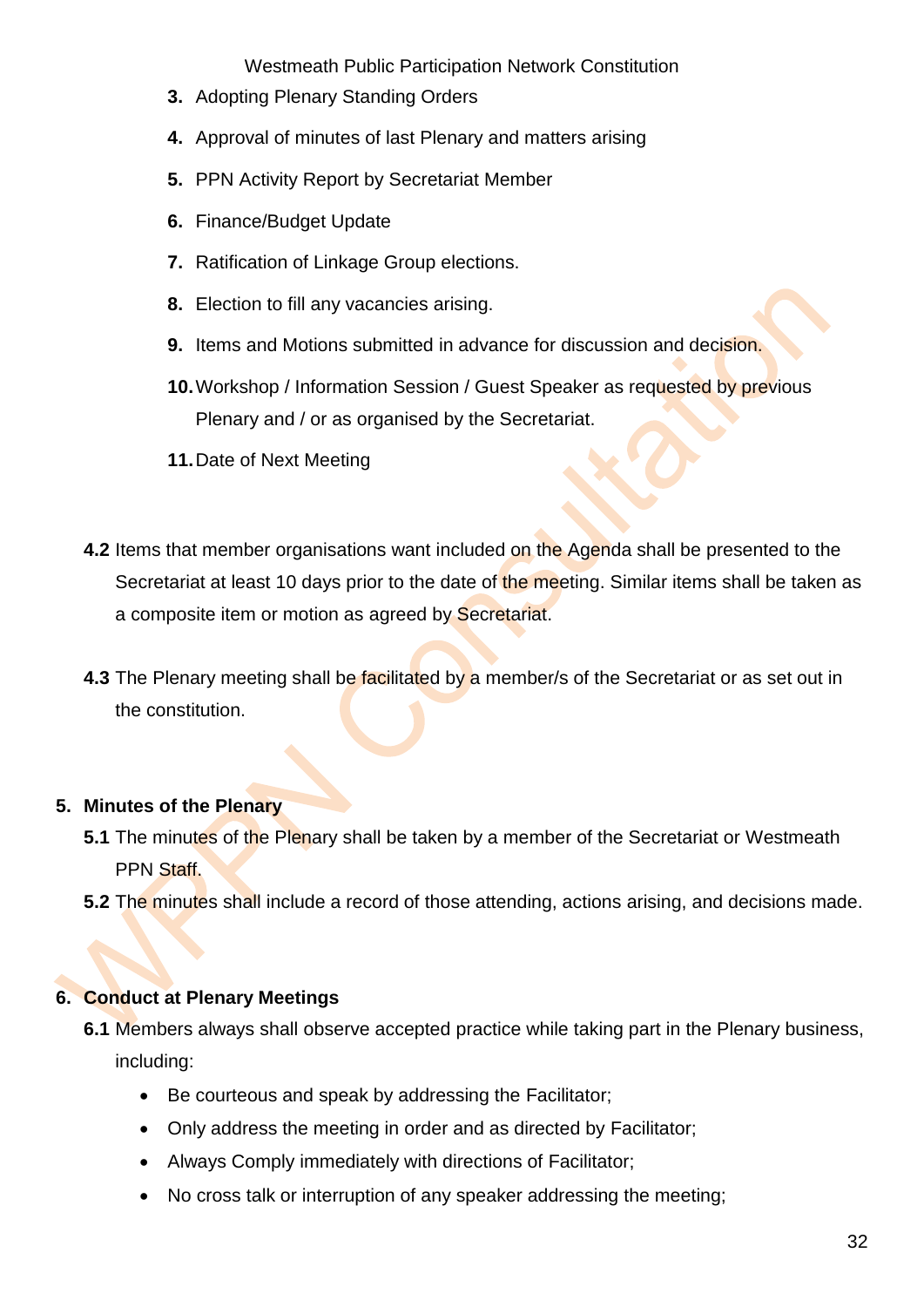3. Adopting Plenary Standing Orders
4. Approval of minutes of last Plenary and matters arising
5. PPN Activity Report by Secretariat Member
6. Finance/Budget Update
7. Ratification of Linkage Group elections.
8. Election to fill any vacancies arising.
9. Items and Motions submitted in advance for discussion and decision.
10. Workshop / Information Session / Guest Speaker as requested by previous Plenary and / or as organised by the Secretariat.
11. Date of Next Meeting

**4.2** Items that member organisations want included on the Agenda shall be presented to the Secretariat at least 10 days prior to the date of the meeting. Similar items shall be taken as a composite item or motion as agreed by Secretariat.

**4.3** The Plenary meeting shall be facilitated by a member/s of the Secretariat or as set out in the constitution.

## 5. Minutes of the Plenary

**5.1** The minutes of the Plenary shall be taken by a member of the Secretariat or Westmeath PPN Staff.

**5.2** The minutes shall include a record of those attending, actions arising, and decisions made.

## 6. Conduct at Plenary Meetings

**6.1** Members always shall observe accepted practice while taking part in the Plenary business, including:

- Be courteous and speak by addressing the Facilitator;
- Only address the meeting in order and as directed by Facilitator;
- Always Comply immediately with directions of Facilitator;
- No cross talk or interruption of any speaker addressing the meeting;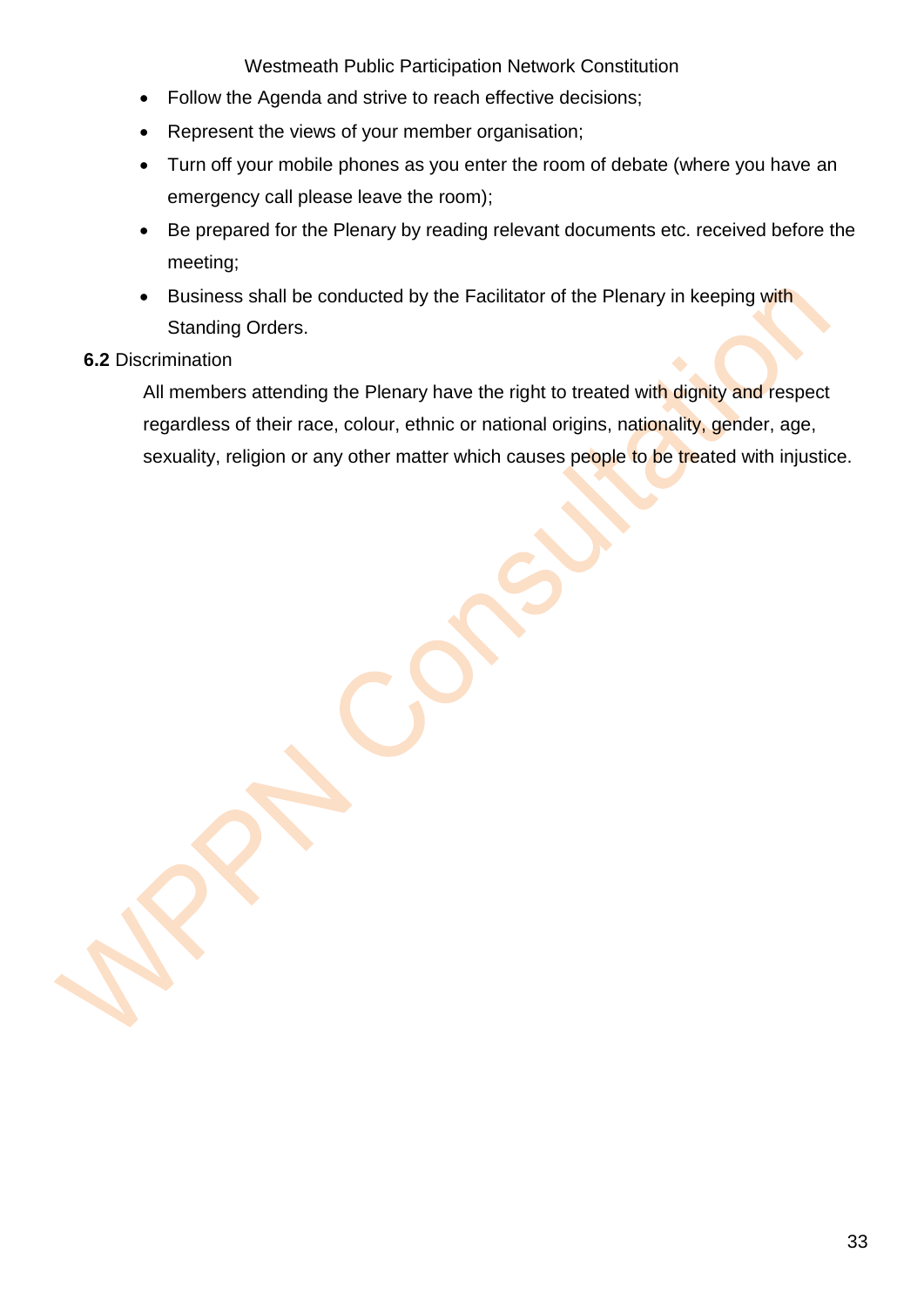- Follow the Agenda and strive to reach effective decisions;
- Represent the views of your member organisation;
- Turn off your mobile phones as you enter the room of debate (where you have an emergency call please leave the room);
- Be prepared for the Plenary by reading relevant documents etc. received before the meeting;
- Business shall be conducted by the Facilitator of the Plenary in keeping with Standing Orders.

**6.2** Discrimination

All members attending the Plenary have the right to treated with dignity and respect regardless of their race, colour, ethnic or national origins, nationality, gender, age, sexuality, religion or any other matter which causes people to be treated with injustice.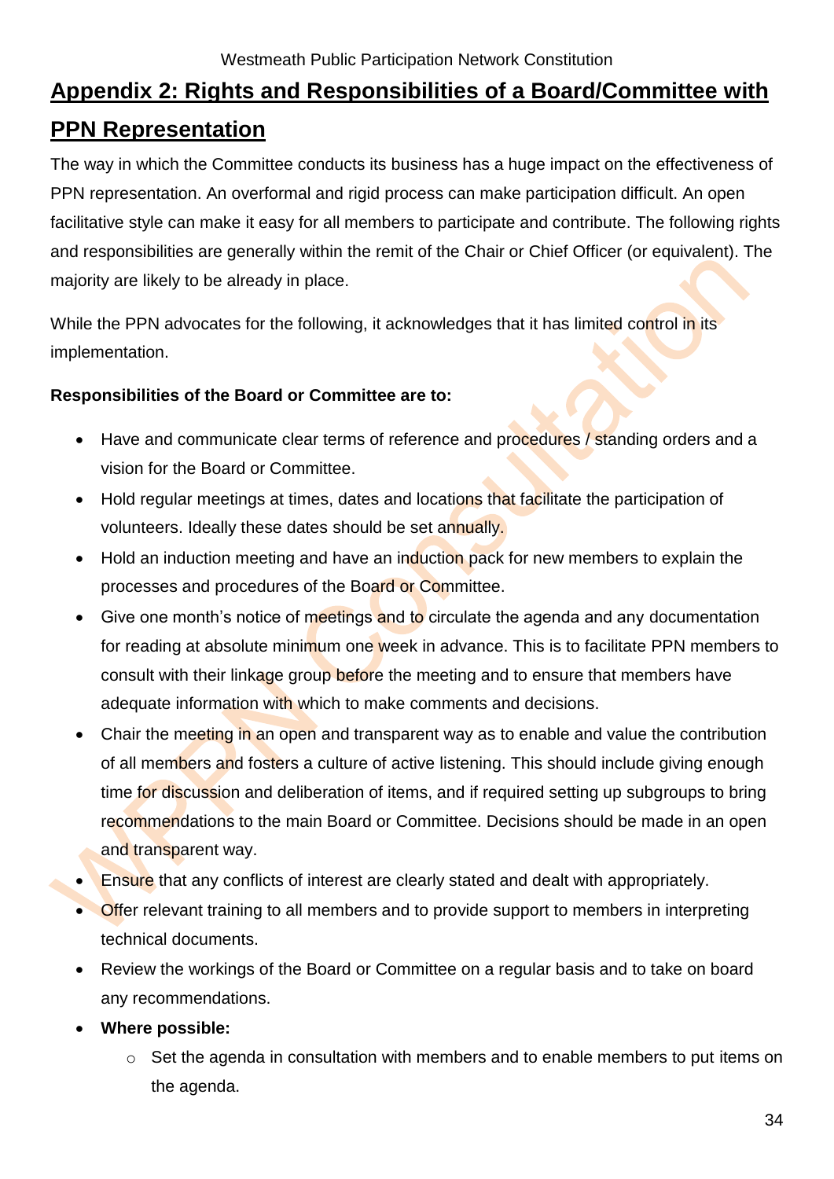## Appendix 2: Rights and Responsibilities of a Board/Committee with PPN Representation

The way in which the Committee conducts its business has a huge impact on the effectiveness of PPN representation. An overformal and rigid process can make participation difficult. An open facilitative style can make it easy for all members to participate and contribute. The following rights and responsibilities are generally within the remit of the Chair or Chief Officer (or equivalent). The majority are likely to be already in place.

While the PPN advocates for the following, it acknowledges that it has limited control in its implementation.

**Responsibilities of the Board or Committee are to:**

- Have and communicate clear terms of reference and procedures / standing orders and a vision for the Board or Committee.
- Hold regular meetings at times, dates and locations that facilitate the participation of volunteers. Ideally these dates should be set annually.
- Hold an induction meeting and have an induction pack for new members to explain the processes and procedures of the Board or Committee.
- Give one month's notice of meetings and to circulate the agenda and any documentation for reading at absolute minimum one week in advance. This is to facilitate PPN members to consult with their linkage group before the meeting and to ensure that members have adequate information with which to make comments and decisions.
- Chair the meeting in an open and transparent way as to enable and value the contribution of all members and fosters a culture of active listening. This should include giving enough time for discussion and deliberation of items, and if required setting up subgroups to bring recommendations to the main Board or Committee. Decisions should be made in an open and transparent way.
- Ensure that any conflicts of interest are clearly stated and dealt with appropriately.
- Offer relevant training to all members and to provide support to members in interpreting technical documents.
- Review the workings of the Board or Committee on a regular basis and to take on board any recommendations.
- **Where possible:**
    - Set the agenda in consultation with members and to enable members to put items on the agenda.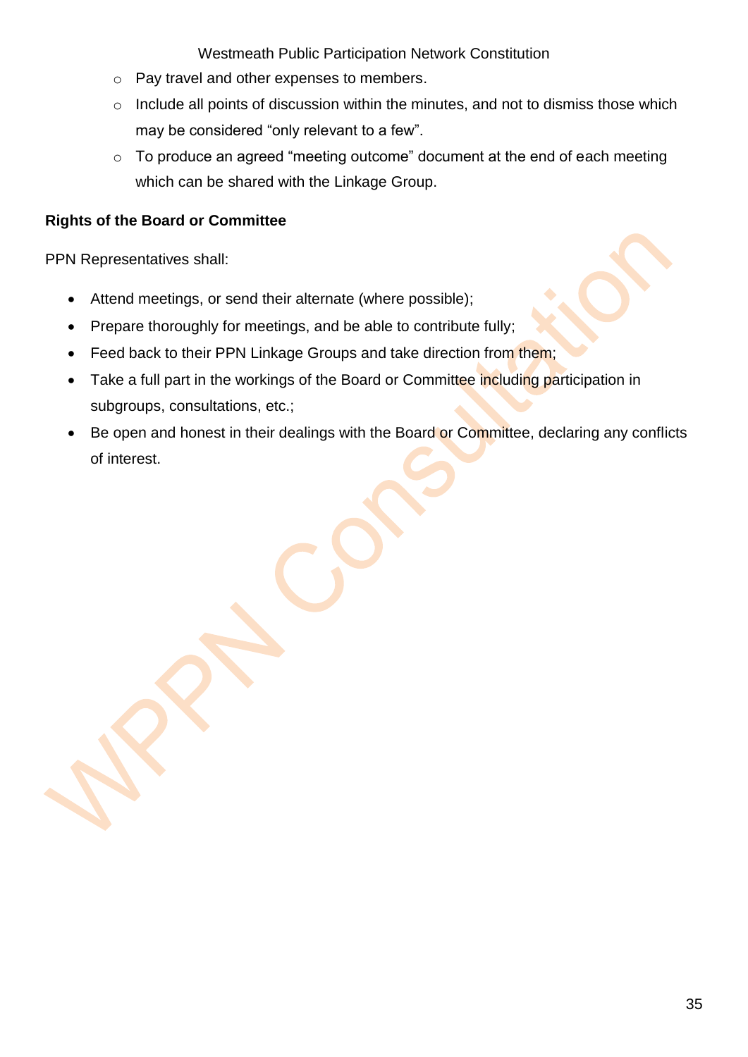- Pay travel and other expenses to members.
- Include all points of discussion within the minutes, and not to dismiss those which may be considered "only relevant to a few".
- To produce an agreed "meeting outcome" document at the end of each meeting which can be shared with the Linkage Group.

**Rights of the Board or Committee**

PPN Representatives shall:

- Attend meetings, or send their alternate (where possible);
- Prepare thoroughly for meetings, and be able to contribute fully;
- Feed back to their PPN Linkage Groups and take direction from them;
- Take a full part in the workings of the Board or Committee including participation in subgroups, consultations, etc.;
- Be open and honest in their dealings with the Board or Committee, declaring any conflicts of interest.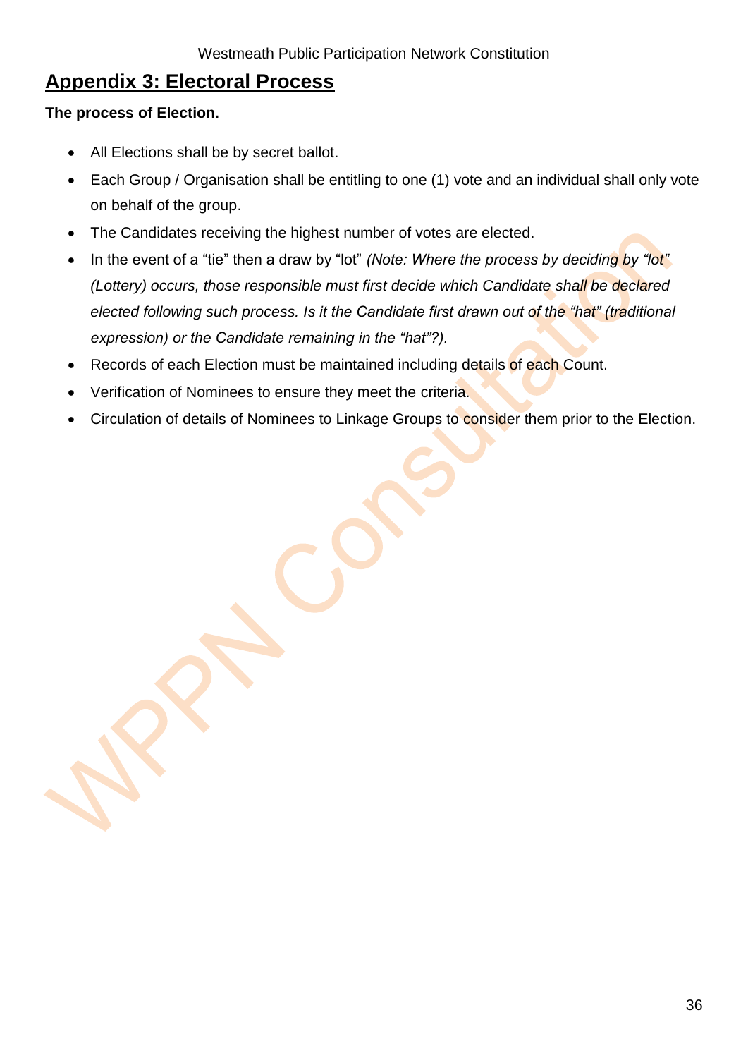# Appendix 3: Electoral Process

**The process of Election.**

- All Elections shall be by secret ballot.
- Each Group / Organisation shall be entitling to one (1) vote and an individual shall only vote on behalf of the group.
- The Candidates receiving the highest number of votes are elected.
- In the event of a "tie" then a draw by "lot" *(Note: Where the process by deciding by "lot" (Lottery) occurs, those responsible must first decide which Candidate shall be declared elected following such process. Is it the Candidate first drawn out of the "hat" (traditional expression) or the Candidate remaining in the "hat"?).*
- Records of each Election must be maintained including details of each Count.
- Verification of Nominees to ensure they meet the criteria.
- Circulation of details of Nominees to Linkage Groups to consider them prior to the Election.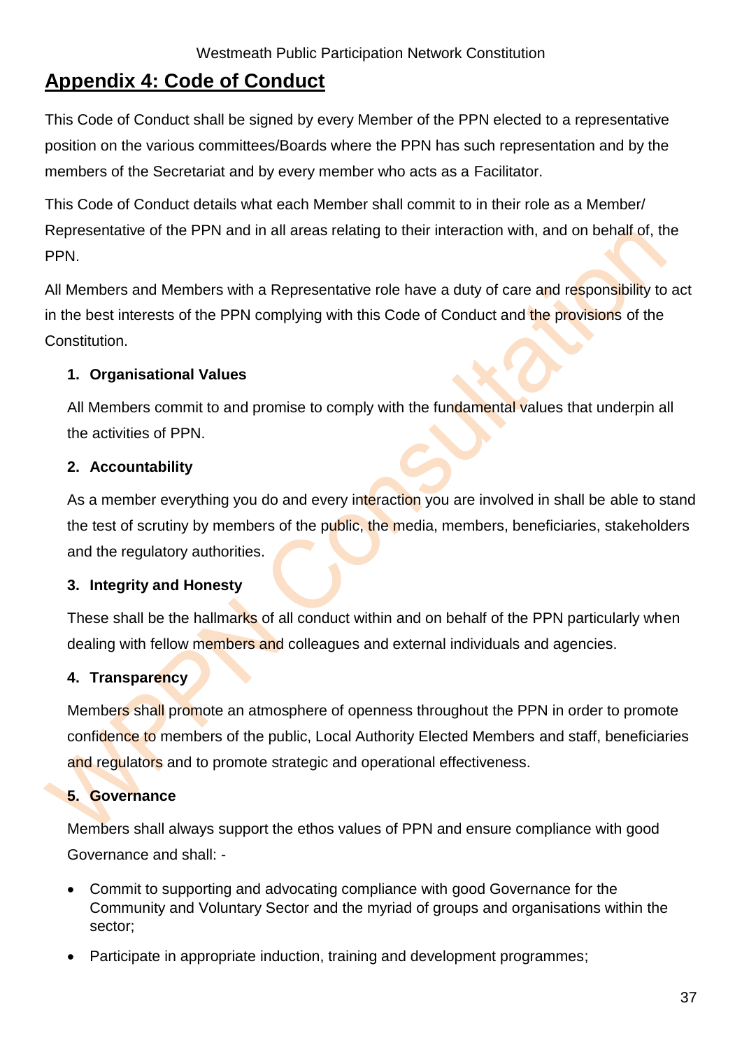## Appendix 4: Code of Conduct

This Code of Conduct shall be signed by every Member of the PPN elected to a representative position on the various committees/Boards where the PPN has such representation and by the members of the Secretariat and by every member who acts as a Facilitator.

This Code of Conduct details what each Member shall commit to in their role as a Member/ Representative of the PPN and in all areas relating to their interaction with, and on behalf of, the PPN.

All Members and Members with a Representative role have a duty of care and responsibility to act in the best interests of the PPN complying with this Code of Conduct and the provisions of the Constitution.

1. **Organisational Values**

   All Members commit to and promise to comply with the fundamental values that underpin all the activities of PPN.

2. **Accountability**

   As a member everything you do and every interaction you are involved in shall be able to stand the test of scrutiny by members of the public, the media, members, beneficiaries, stakeholders and the regulatory authorities.

3. **Integrity and Honesty**

   These shall be the hallmarks of all conduct within and on behalf of the PPN particularly when dealing with fellow members and colleagues and external individuals and agencies.

4. **Transparency**

   Members shall promote an atmosphere of openness throughout the PPN in order to promote confidence to members of the public, Local Authority Elected Members and staff, beneficiaries and regulators and to promote strategic and operational effectiveness.

5. **Governance**

   Members shall always support the ethos values of PPN and ensure compliance with good Governance and shall: -

- Commit to supporting and advocating compliance with good Governance for the Community and Voluntary Sector and the myriad of groups and organisations within the sector;
- Participate in appropriate induction, training and development programmes;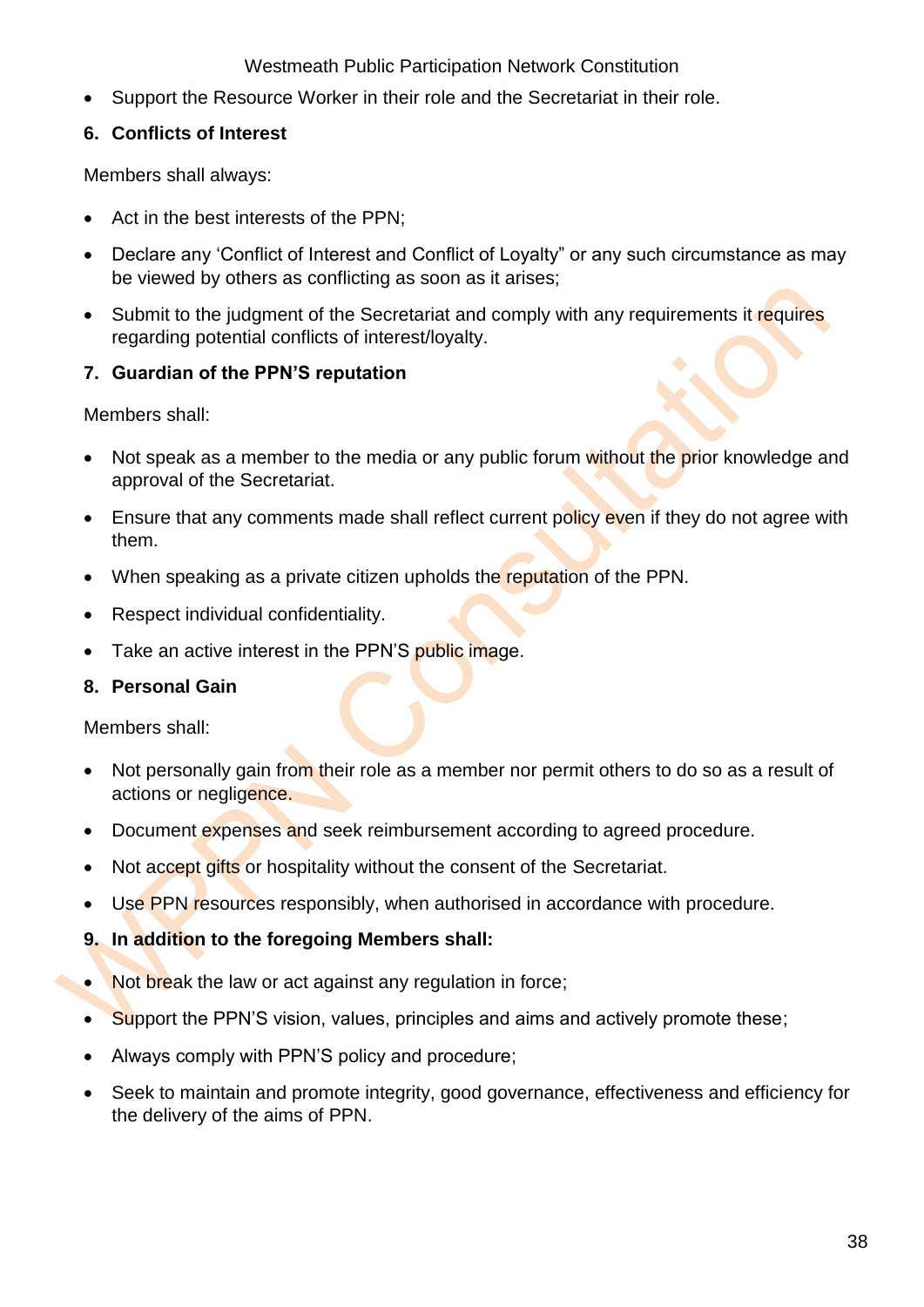- Support the Resource Worker in their role and the Secretariat in their role.

**6. Conflicts of Interest**

Members shall always:

- Act in the best interests of the PPN;
- Declare any 'Conflict of Interest and Conflict of Loyalty" or any such circumstance as may be viewed by others as conflicting as soon as it arises;
- Submit to the judgment of the Secretariat and comply with any requirements it requires regarding potential conflicts of interest/loyalty.

**7. Guardian of the PPN'S reputation**

Members shall:

- Not speak as a member to the media or any public forum without the prior knowledge and approval of the Secretariat.
- Ensure that any comments made shall reflect current policy even if they do not agree with them.
- When speaking as a private citizen upholds the reputation of the PPN.
- Respect individual confidentiality.
- Take an active interest in the PPN'S public image.

**8. Personal Gain**

Members shall:

- Not personally gain from their role as a member nor permit others to do so as a result of actions or negligence.
- Document expenses and seek reimbursement according to agreed procedure.
- Not accept gifts or hospitality without the consent of the Secretariat.
- Use PPN resources responsibly, when authorised in accordance with procedure.

**9. In addition to the foregoing Members shall:**

- Not break the law or act against any regulation in force;
- Support the PPN'S vision, values, principles and aims and actively promote these;
- Always comply with PPN'S policy and procedure;
- Seek to maintain and promote integrity, good governance, effectiveness and efficiency for the delivery of the aims of PPN.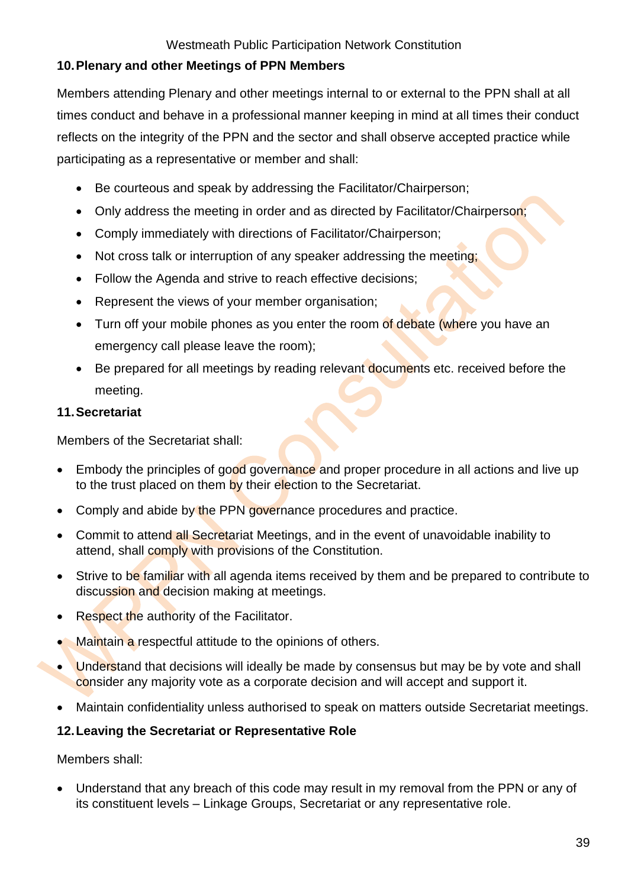## 10. Plenary and other Meetings of PPN Members

Members attending Plenary and other meetings internal to or external to the PPN shall at all times conduct and behave in a professional manner keeping in mind at all times their conduct reflects on the integrity of the PPN and the sector and shall observe accepted practice while participating as a representative or member and shall:

- Be courteous and speak by addressing the Facilitator/Chairperson;
- Only address the meeting in order and as directed by Facilitator/Chairperson;
- Comply immediately with directions of Facilitator/Chairperson;
- Not cross talk or interruption of any speaker addressing the meeting;
- Follow the Agenda and strive to reach effective decisions;
- Represent the views of your member organisation;
- Turn off your mobile phones as you enter the room of debate (where you have an emergency call please leave the room);
- Be prepared for all meetings by reading relevant documents etc. received before the meeting.

## 11. Secretariat

Members of the Secretariat shall:

- Embody the principles of good governance and proper procedure in all actions and live up to the trust placed on them by their election to the Secretariat.
- Comply and abide by the PPN governance procedures and practice.
- Commit to attend all Secretariat Meetings, and in the event of unavoidable inability to attend, shall comply with provisions of the Constitution.
- Strive to be familiar with all agenda items received by them and be prepared to contribute to discussion and decision making at meetings.
- Respect the authority of the Facilitator.
- Maintain a respectful attitude to the opinions of others.
- Understand that decisions will ideally be made by consensus but may be by vote and shall consider any majority vote as a corporate decision and will accept and support it.
- Maintain confidentiality unless authorised to speak on matters outside Secretariat meetings.

## 12. Leaving the Secretariat or Representative Role

Members shall:

- Understand that any breach of this code may result in my removal from the PPN or any of its constituent levels – Linkage Groups, Secretariat or any representative role.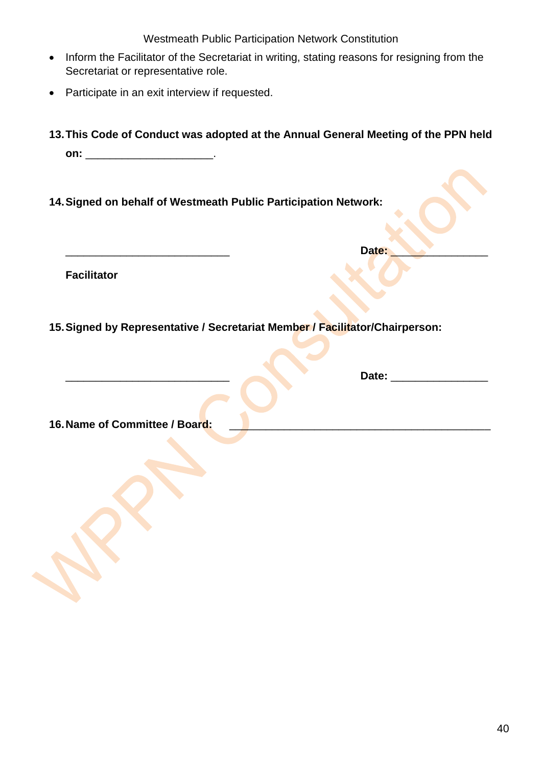- Inform the Facilitator of the Secretariat in writing, stating reasons for resigning from the Secretariat or representative role.
- Participate in an exit interview if requested.

**13. This Code of Conduct was adopted at the Annual General Meeting of the PPN held on: ____________________.**

**14. Signed on behalf of Westmeath Public Participation Network:**

__________________________ **Date:** _______________

**Facilitator**

**15. Signed by Representative / Secretariat Member / Facilitator/Chairperson:**

__________________________ **Date:** _______________

**16. Name of Committee / Board:** _________________________________________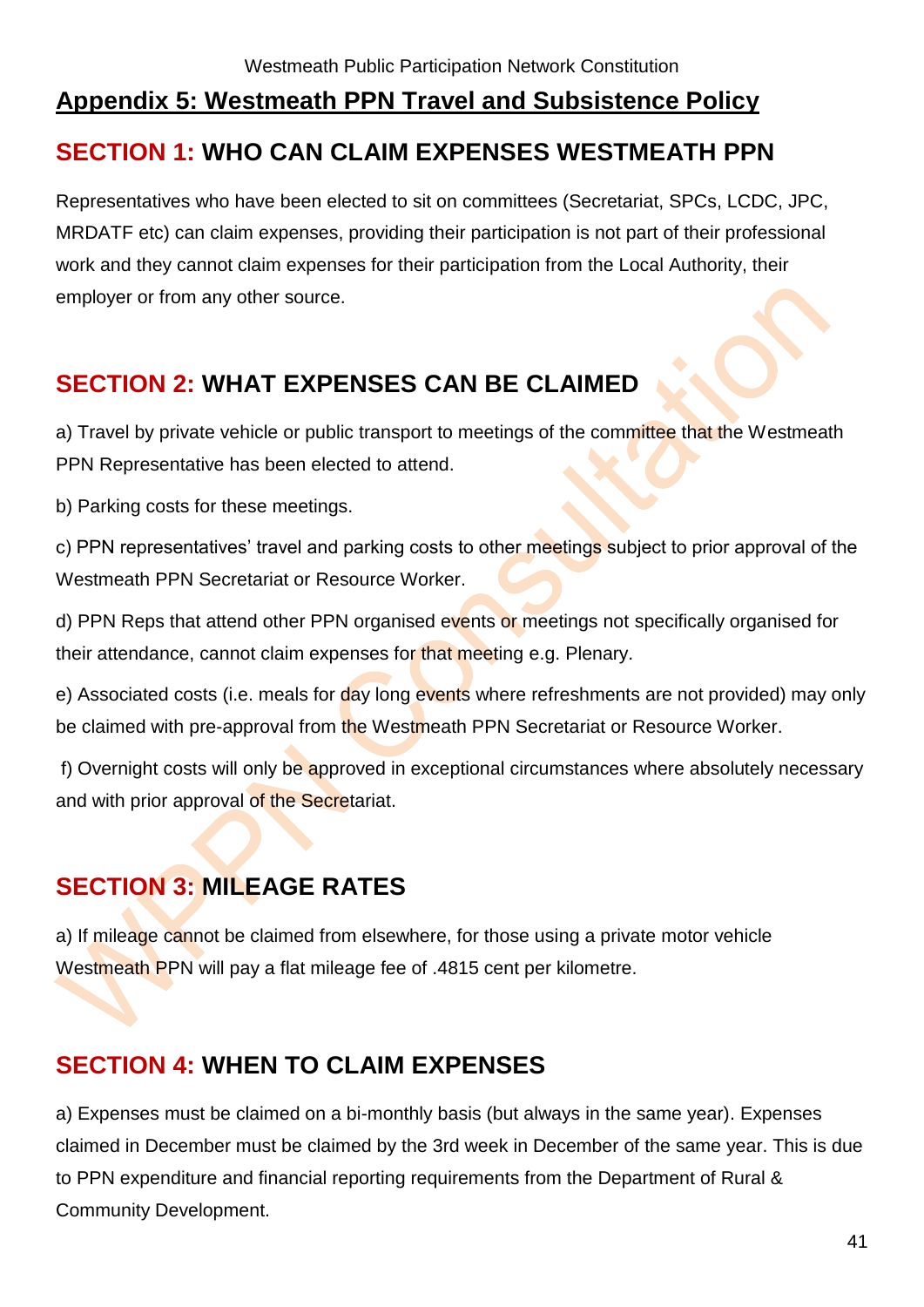## Appendix 5: Westmeath PPN Travel and Subsistence Policy

### SECTION 1: WHO CAN CLAIM EXPENSES WESTMEATH PPN

Representatives who have been elected to sit on committees (Secretariat, SPCs, LCDC, JPC, MRDATF etc) can claim expenses, providing their participation is not part of their professional work and they cannot claim expenses for their participation from the Local Authority, their employer or from any other source.

### SECTION 2: WHAT EXPENSES CAN BE CLAIMED

a) Travel by private vehicle or public transport to meetings of the committee that the Westmeath PPN Representative has been elected to attend.

b) Parking costs for these meetings.

c) PPN representatives' travel and parking costs to other meetings subject to prior approval of the Westmeath PPN Secretariat or Resource Worker.

d) PPN Reps that attend other PPN organised events or meetings not specifically organised for their attendance, cannot claim expenses for that meeting e.g. Plenary.

e) Associated costs (i.e. meals for day long events where refreshments are not provided) may only be claimed with pre-approval from the Westmeath PPN Secretariat or Resource Worker.

f) Overnight costs will only be approved in exceptional circumstances where absolutely necessary and with prior approval of the Secretariat.

### SECTION 3: MILEAGE RATES

a) If mileage cannot be claimed from elsewhere, for those using a private motor vehicle Westmeath PPN will pay a flat mileage fee of .4815 cent per kilometre.

### SECTION 4: WHEN TO CLAIM EXPENSES

a) Expenses must be claimed on a bi-monthly basis (but always in the same year). Expenses claimed in December must be claimed by the 3rd week in December of the same year. This is due to PPN expenditure and financial reporting requirements from the Department of Rural & Community Development.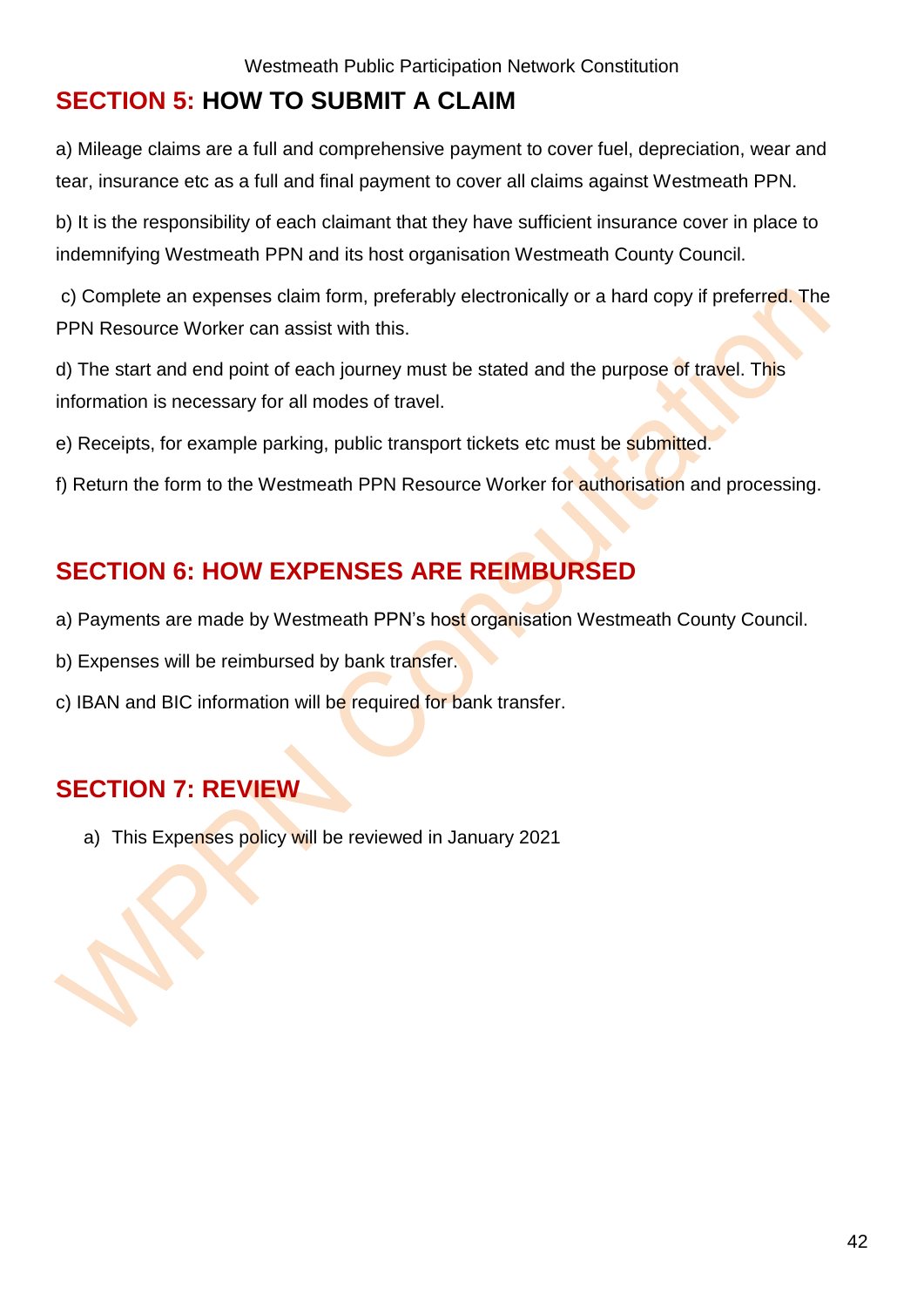## SECTION 5: HOW TO SUBMIT A CLAIM

a) Mileage claims are a full and comprehensive payment to cover fuel, depreciation, wear and tear, insurance etc as a full and final payment to cover all claims against Westmeath PPN.

b) It is the responsibility of each claimant that they have sufficient insurance cover in place to indemnifying Westmeath PPN and its host organisation Westmeath County Council.

c) Complete an expenses claim form, preferably electronically or a hard copy if preferred. The PPN Resource Worker can assist with this.

d) The start and end point of each journey must be stated and the purpose of travel. This information is necessary for all modes of travel.

e) Receipts, for example parking, public transport tickets etc must be submitted.

f) Return the form to the Westmeath PPN Resource Worker for authorisation and processing.

## SECTION 6: HOW EXPENSES ARE REIMBURSED

a) Payments are made by Westmeath PPN's host organisation Westmeath County Council.

b) Expenses will be reimbursed by bank transfer.

c) IBAN and BIC information will be required for bank transfer.

## SECTION 7: REVIEW

a) This Expenses policy will be reviewed in January 2021